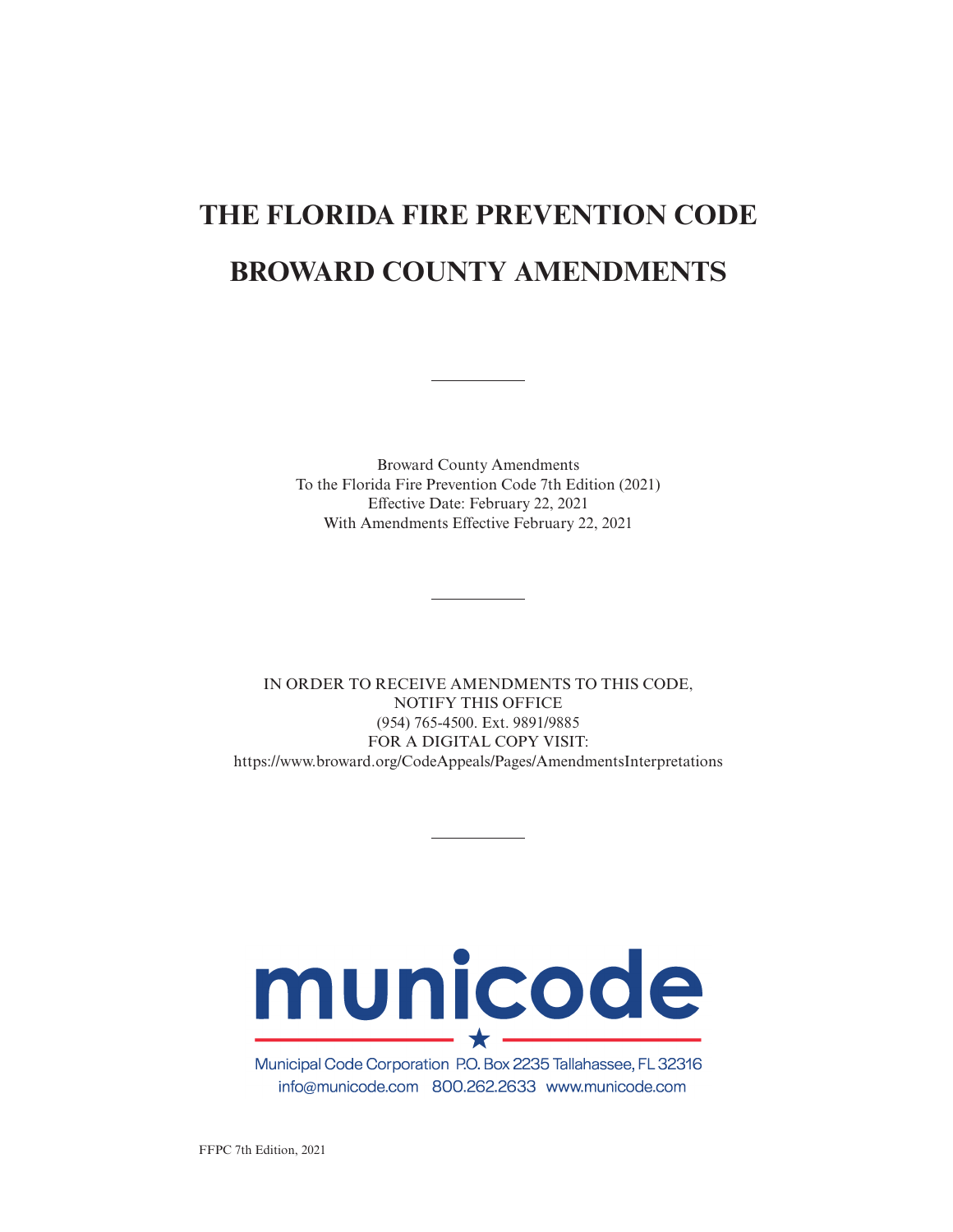# THE FLORIDA FIRE PREVENTION CODE

# BROWARD COUNTY AMENDMENTS

---

Broward County Amendments
To the Florida Fire Prevention Code 7th Edition (2021)
Effective Date: February 22, 2021
With Amendments Effective February 22, 2021

---

IN ORDER TO RECEIVE AMENDMENTS TO THIS CODE,
NOTIFY THIS OFFICE
(954) 765-4500. Ext. 9891/9885
FOR A DIGITAL COPY VISIT:
https://www.broward.org/CodeAppeals/Pages/AmendmentsInterpretations

---

municode

Municipal Code Corporation P.O. Box 2235 Tallahassee, FL 32316
info@municode.com 800.262.2633 www.municode.com

FFPC 7th Edition, 2021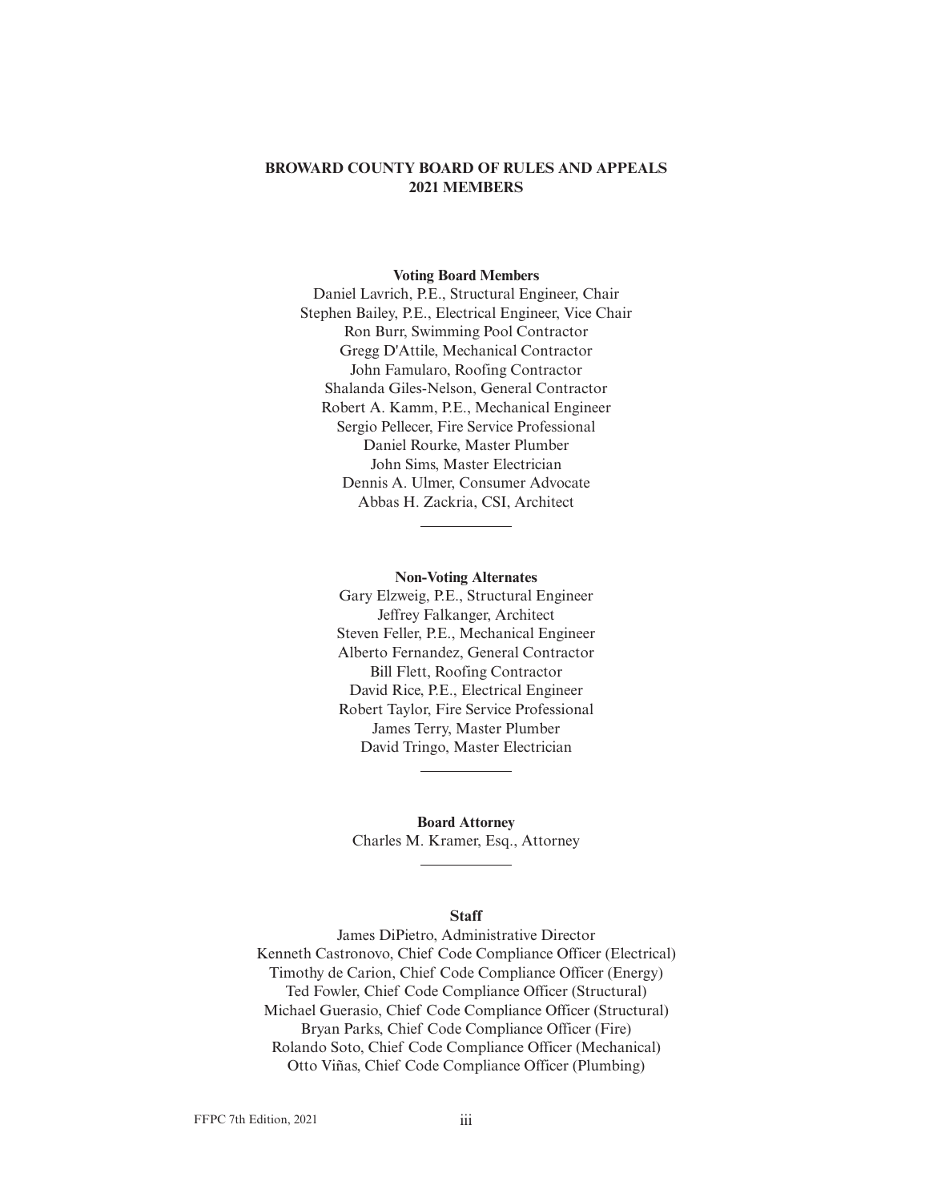# BROWARD COUNTY BOARD OF RULES AND APPEALS
# 2021 MEMBERS

**Voting Board Members**

Daniel Lavrich, P.E., Structural Engineer, Chair
Stephen Bailey, P.E., Electrical Engineer, Vice Chair
Ron Burr, Swimming Pool Contractor
Gregg D'Attile, Mechanical Contractor
John Famularo, Roofing Contractor
Shalanda Giles-Nelson, General Contractor
Robert A. Kamm, P.E., Mechanical Engineer
Sergio Pellecer, Fire Service Professional
Daniel Rourke, Master Plumber
John Sims, Master Electrician
Dennis A. Ulmer, Consumer Advocate
Abbas H. Zackria, CSI, Architect

---

**Non-Voting Alternates**

Gary Elzweig, P.E., Structural Engineer
Jeffrey Falkanger, Architect
Steven Feller, P.E., Mechanical Engineer
Alberto Fernandez, General Contractor
Bill Flett, Roofing Contractor
David Rice, P.E., Electrical Engineer
Robert Taylor, Fire Service Professional
James Terry, Master Plumber
David Tringo, Master Electrician

---

**Board Attorney**

Charles M. Kramer, Esq., Attorney

---

**Staff**

James DiPietro, Administrative Director
Kenneth Castronovo, Chief Code Compliance Officer (Electrical)
Timothy de Carion, Chief Code Compliance Officer (Energy)
Ted Fowler, Chief Code Compliance Officer (Structural)
Michael Guerasio, Chief Code Compliance Officer (Structural)
Bryan Parks, Chief Code Compliance Officer (Fire)
Rolando Soto, Chief Code Compliance Officer (Mechanical)
Otto Viñas, Chief Code Compliance Officer (Plumbing)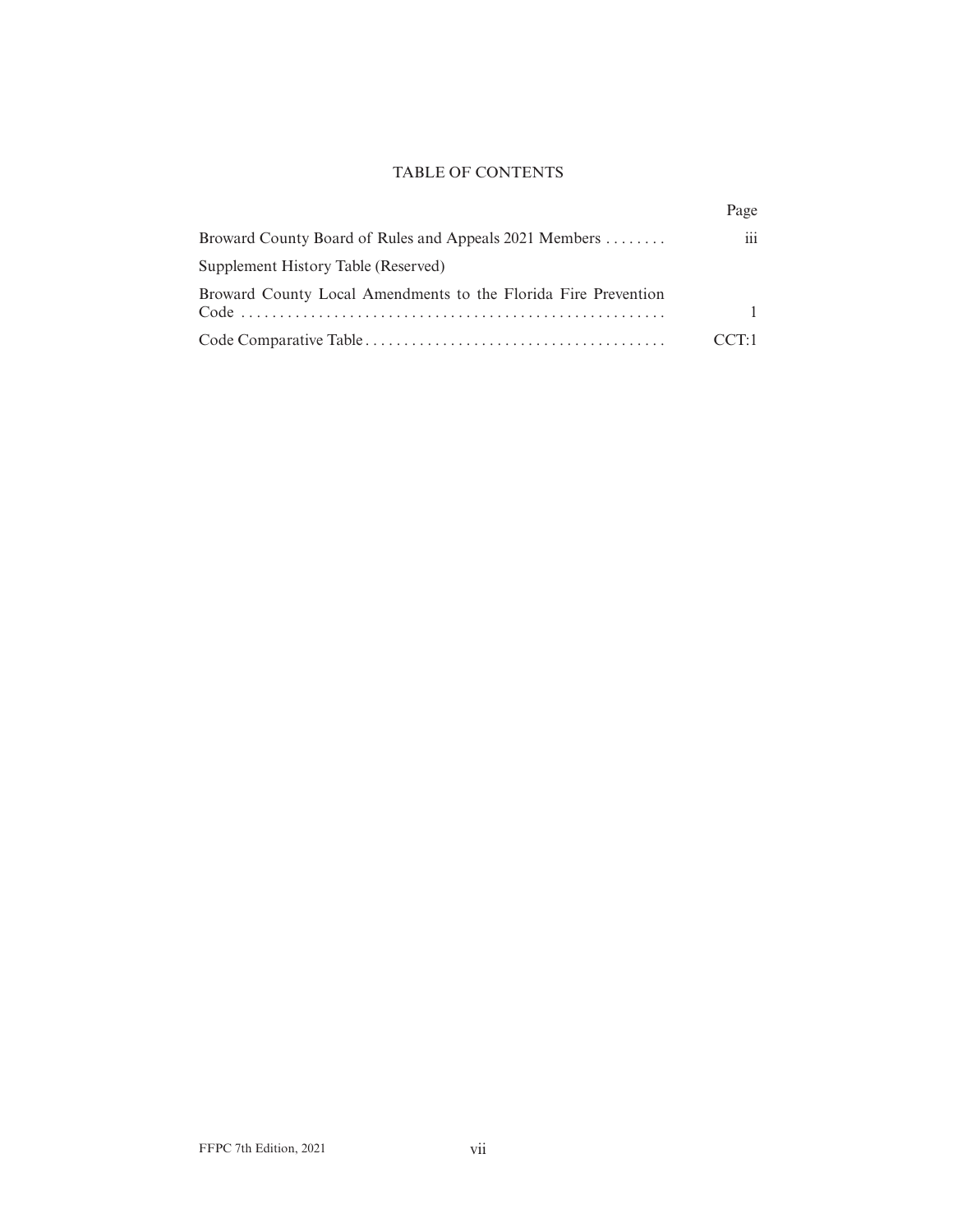# TABLE OF CONTENTS

| | Page |
|---|---|
| Broward County Board of Rules and Appeals 2021 Members . . . . . . . . | iii |
| Supplement History Table (Reserved) | |
| Broward County Local Amendments to the Florida Fire Prevention Code . . . . . . . . . . . . . . . . . . . . . . . . . . . . . . . . . . . . . . . . . . . . . . . . . . . . . . . | 1 |
| Code Comparative Table . . . . . . . . . . . . . . . . . . . . . . . . . . . . . . . . . . . . . . . | CCT:1 |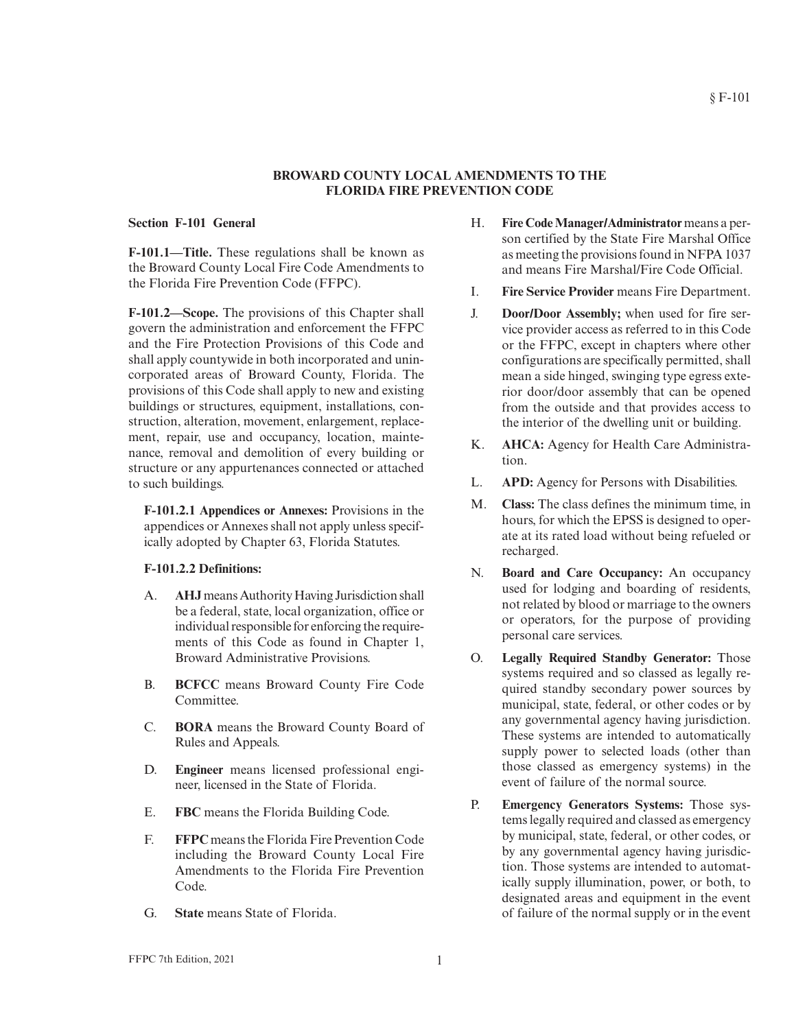## BROWARD COUNTY LOCAL AMENDMENTS TO THE FLORIDA FIRE PREVENTION CODE

### Section F-101 General

**F-101.1—Title.** These regulations shall be known as the Broward County Local Fire Code Amendments to the Florida Fire Prevention Code (FFPC).

**F-101.2—Scope.** The provisions of this Chapter shall govern the administration and enforcement the FFPC and the Fire Protection Provisions of this Code and shall apply countywide in both incorporated and unincorporated areas of Broward County, Florida. The provisions of this Code shall apply to new and existing buildings or structures, equipment, installations, construction, alteration, movement, enlargement, replacement, repair, use and occupancy, location, maintenance, removal and demolition of every building or structure or any appurtenances connected or attached to such buildings.

**F-101.2.1 Appendices or Annexes:** Provisions in the appendices or Annexes shall not apply unless specifically adopted by Chapter 63, Florida Statutes.

**F-101.2.2 Definitions:**

A. **AHJ** means Authority Having Jurisdiction shall be a federal, state, local organization, office or individual responsible for enforcing the requirements of this Code as found in Chapter 1, Broward Administrative Provisions.

B. **BCFCC** means Broward County Fire Code Committee.

C. **BORA** means the Broward County Board of Rules and Appeals.

D. **Engineer** means licensed professional engineer, licensed in the State of Florida.

E. **FBC** means the Florida Building Code.

F. **FFPC** means the Florida Fire Prevention Code including the Broward County Local Fire Amendments to the Florida Fire Prevention Code.

G. **State** means State of Florida.

H. **Fire Code Manager/Administrator** means a person certified by the State Fire Marshal Office as meeting the provisions found in NFPA 1037 and means Fire Marshal/Fire Code Official.

I. **Fire Service Provider** means Fire Department.

J. **Door/Door Assembly;** when used for fire service provider access as referred to in this Code or the FFPC, except in chapters where other configurations are specifically permitted, shall mean a side hinged, swinging type egress exterior door/door assembly that can be opened from the outside and that provides access to the interior of the dwelling unit or building.

K. **AHCA:** Agency for Health Care Administration.

L. **APD:** Agency for Persons with Disabilities.

M. **Class:** The class defines the minimum time, in hours, for which the EPSS is designed to operate at its rated load without being refueled or recharged.

N. **Board and Care Occupancy:** An occupancy used for lodging and boarding of residents, not related by blood or marriage to the owners or operators, for the purpose of providing personal care services.

O. **Legally Required Standby Generator:** Those systems required and so classed as legally required standby secondary power sources by municipal, state, federal, or other codes or by any governmental agency having jurisdiction. These systems are intended to automatically supply power to selected loads (other than those classed as emergency systems) in the event of failure of the normal source.

P. **Emergency Generators Systems:** Those systems legally required and classed as emergency by municipal, state, federal, or other codes, or by any governmental agency having jurisdiction. Those systems are intended to automatically supply illumination, power, or both, to designated areas and equipment in the event of failure of the normal supply or in the event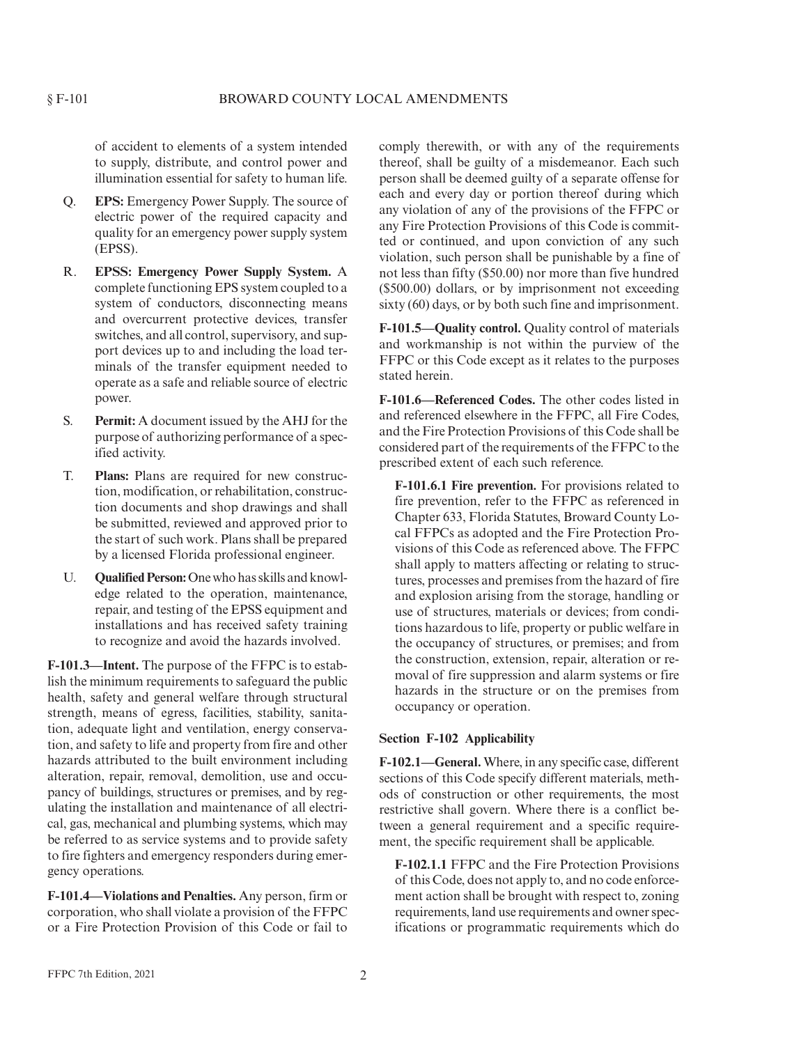of accident to elements of a system intended to supply, distribute, and control power and illumination essential for safety to human life.

Q. **EPS:** Emergency Power Supply. The source of electric power of the required capacity and quality for an emergency power supply system (EPSS).

R. **EPSS: Emergency Power Supply System.** A complete functioning EPS system coupled to a system of conductors, disconnecting means and overcurrent protective devices, transfer switches, and all control, supervisory, and support devices up to and including the load terminals of the transfer equipment needed to operate as a safe and reliable source of electric power.

S. **Permit:** A document issued by the AHJ for the purpose of authorizing performance of a specified activity.

T. **Plans:** Plans are required for new construction, modification, or rehabilitation, construction documents and shop drawings and shall be submitted, reviewed and approved prior to the start of such work. Plans shall be prepared by a licensed Florida professional engineer.

U. **Qualified Person:** One who has skills and knowledge related to the operation, maintenance, repair, and testing of the EPSS equipment and installations and has received safety training to recognize and avoid the hazards involved.

**F-101.3—Intent.** The purpose of the FFPC is to establish the minimum requirements to safeguard the public health, safety and general welfare through structural strength, means of egress, facilities, stability, sanitation, adequate light and ventilation, energy conservation, and safety to life and property from fire and other hazards attributed to the built environment including alteration, repair, removal, demolition, use and occupancy of buildings, structures or premises, and by regulating the installation and maintenance of all electrical, gas, mechanical and plumbing systems, which may be referred to as service systems and to provide safety to fire fighters and emergency responders during emergency operations.

**F-101.4—Violations and Penalties.** Any person, firm or corporation, who shall violate a provision of the FFPC or a Fire Protection Provision of this Code or fail to comply therewith, or with any of the requirements thereof, shall be guilty of a misdemeanor. Each such person shall be deemed guilty of a separate offense for each and every day or portion thereof during which any violation of any of the provisions of the FFPC or any Fire Protection Provisions of this Code is committed or continued, and upon conviction of any such violation, such person shall be punishable by a fine of not less than fifty ($50.00) nor more than five hundred ($500.00) dollars, or by imprisonment not exceeding sixty (60) days, or by both such fine and imprisonment.

**F-101.5—Quality control.** Quality control of materials and workmanship is not within the purview of the FFPC or this Code except as it relates to the purposes stated herein.

**F-101.6—Referenced Codes.** The other codes listed in and referenced elsewhere in the FFPC, all Fire Codes, and the Fire Protection Provisions of this Code shall be considered part of the requirements of the FFPC to the prescribed extent of each such reference.

**F-101.6.1 Fire prevention.** For provisions related to fire prevention, refer to the FFPC as referenced in Chapter 633, Florida Statutes, Broward County Local FFPCs as adopted and the Fire Protection Provisions of this Code as referenced above. The FFPC shall apply to matters affecting or relating to structures, processes and premises from the hazard of fire and explosion arising from the storage, handling or use of structures, materials or devices; from conditions hazardous to life, property or public welfare in the occupancy of structures, or premises; and from the construction, extension, repair, alteration or removal of fire suppression and alarm systems or fire hazards in the structure or on the premises from occupancy or operation.

## Section F-102 Applicability

**F-102.1—General.** Where, in any specific case, different sections of this Code specify different materials, methods of construction or other requirements, the most restrictive shall govern. Where there is a conflict between a general requirement and a specific requirement, the specific requirement shall be applicable.

**F-102.1.1** FFPC and the Fire Protection Provisions of this Code, does not apply to, and no code enforcement action shall be brought with respect to, zoning requirements, land use requirements and owner specifications or programmatic requirements which do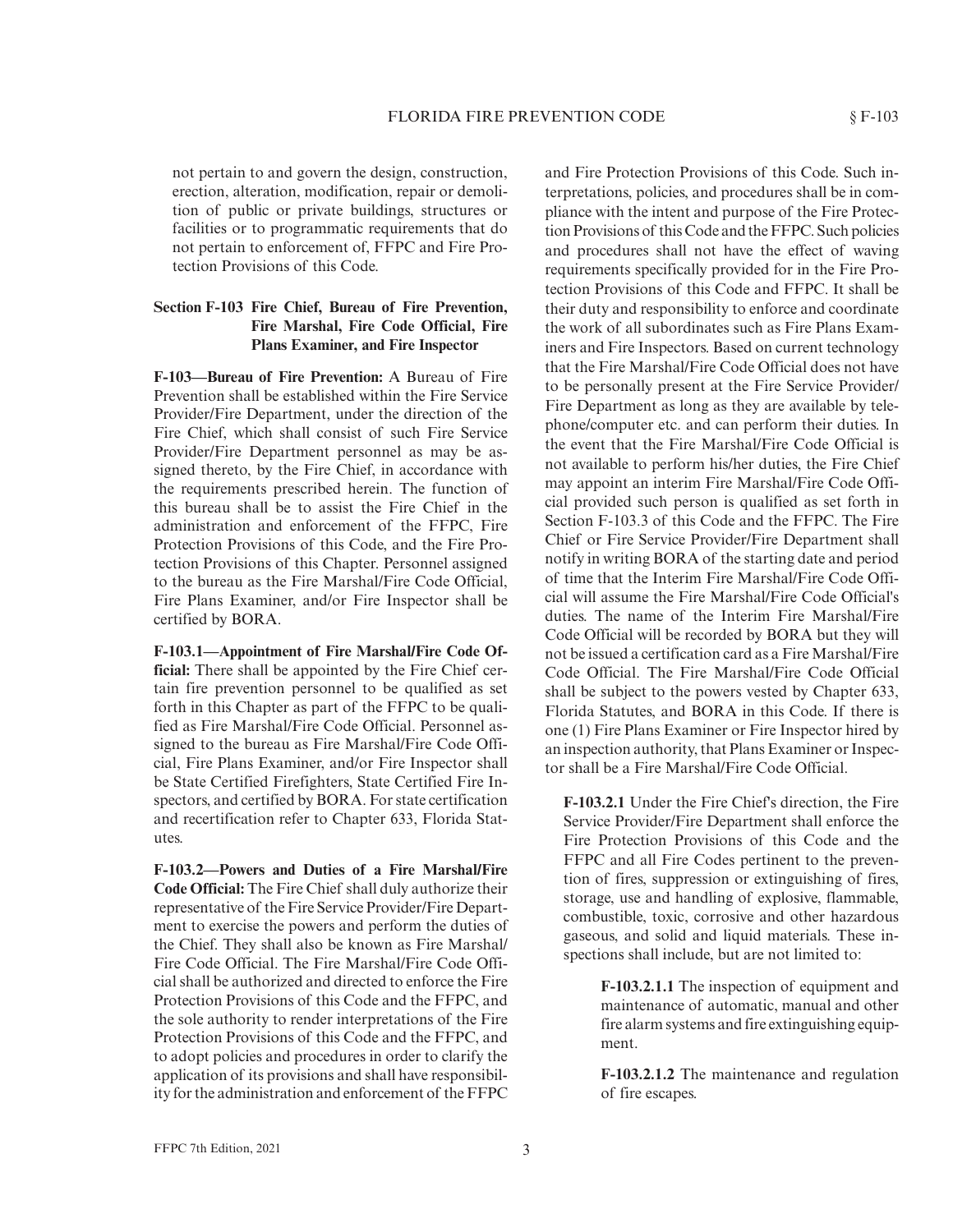not pertain to and govern the design, construction, erection, alteration, modification, repair or demolition of public or private buildings, structures or facilities or to programmatic requirements that do not pertain to enforcement of, FFPC and Fire Protection Provisions of this Code.

## Section F-103 Fire Chief, Bureau of Fire Prevention, Fire Marshal, Fire Code Official, Fire Plans Examiner, and Fire Inspector

**F-103—Bureau of Fire Prevention:** A Bureau of Fire Prevention shall be established within the Fire Service Provider/Fire Department, under the direction of the Fire Chief, which shall consist of such Fire Service Provider/Fire Department personnel as may be assigned thereto, by the Fire Chief, in accordance with the requirements prescribed herein. The function of this bureau shall be to assist the Fire Chief in the administration and enforcement of the FFPC, Fire Protection Provisions of this Code, and the Fire Protection Provisions of this Chapter. Personnel assigned to the bureau as the Fire Marshal/Fire Code Official, Fire Plans Examiner, and/or Fire Inspector shall be certified by BORA.

**F-103.1—Appointment of Fire Marshal/Fire Code Official:** There shall be appointed by the Fire Chief certain fire prevention personnel to be qualified as set forth in this Chapter as part of the FFPC to be qualified as Fire Marshal/Fire Code Official. Personnel assigned to the bureau as Fire Marshal/Fire Code Official, Fire Plans Examiner, and/or Fire Inspector shall be State Certified Firefighters, State Certified Fire Inspectors, and certified by BORA. For state certification and recertification refer to Chapter 633, Florida Statutes.

**F-103.2—Powers and Duties of a Fire Marshal/Fire Code Official:** The Fire Chief shall duly authorize their representative of the Fire Service Provider/Fire Department to exercise the powers and perform the duties of the Chief. They shall also be known as Fire Marshal/Fire Code Official. The Fire Marshal/Fire Code Official shall be authorized and directed to enforce the Fire Protection Provisions of this Code and the FFPC, and the sole authority to render interpretations of the Fire Protection Provisions of this Code and the FFPC, and to adopt policies and procedures in order to clarify the application of its provisions and shall have responsibility for the administration and enforcement of the FFPC and Fire Protection Provisions of this Code. Such interpretations, policies, and procedures shall be in compliance with the intent and purpose of the Fire Protection Provisions of this Code and the FFPC. Such policies and procedures shall not have the effect of waving requirements specifically provided for in the Fire Protection Provisions of this Code and FFPC. It shall be their duty and responsibility to enforce and coordinate the work of all subordinates such as Fire Plans Examiners and Fire Inspectors. Based on current technology that the Fire Marshal/Fire Code Official does not have to be personally present at the Fire Service Provider/Fire Department as long as they are available by telephone/computer etc. and can perform their duties. In the event that the Fire Marshal/Fire Code Official is not available to perform his/her duties, the Fire Chief may appoint an interim Fire Marshal/Fire Code Official provided such person is qualified as set forth in Section F-103.3 of this Code and the FFPC. The Fire Chief or Fire Service Provider/Fire Department shall notify in writing BORA of the starting date and period of time that the Interim Fire Marshal/Fire Code Official will assume the Fire Marshal/Fire Code Official's duties. The name of the Interim Fire Marshal/Fire Code Official will be recorded by BORA but they will not be issued a certification card as a Fire Marshal/Fire Code Official. The Fire Marshal/Fire Code Official shall be subject to the powers vested by Chapter 633, Florida Statutes, and BORA in this Code. If there is one (1) Fire Plans Examiner or Fire Inspector hired by an inspection authority, that Plans Examiner or Inspector shall be a Fire Marshal/Fire Code Official.

**F-103.2.1** Under the Fire Chief's direction, the Fire Service Provider/Fire Department shall enforce the Fire Protection Provisions of this Code and the FFPC and all Fire Codes pertinent to the prevention of fires, suppression or extinguishing of fires, storage, use and handling of explosive, flammable, combustible, toxic, corrosive and other hazardous gaseous, and solid and liquid materials. These inspections shall include, but are not limited to:

**F-103.2.1.1** The inspection of equipment and maintenance of automatic, manual and other fire alarm systems and fire extinguishing equipment.

**F-103.2.1.2** The maintenance and regulation of fire escapes.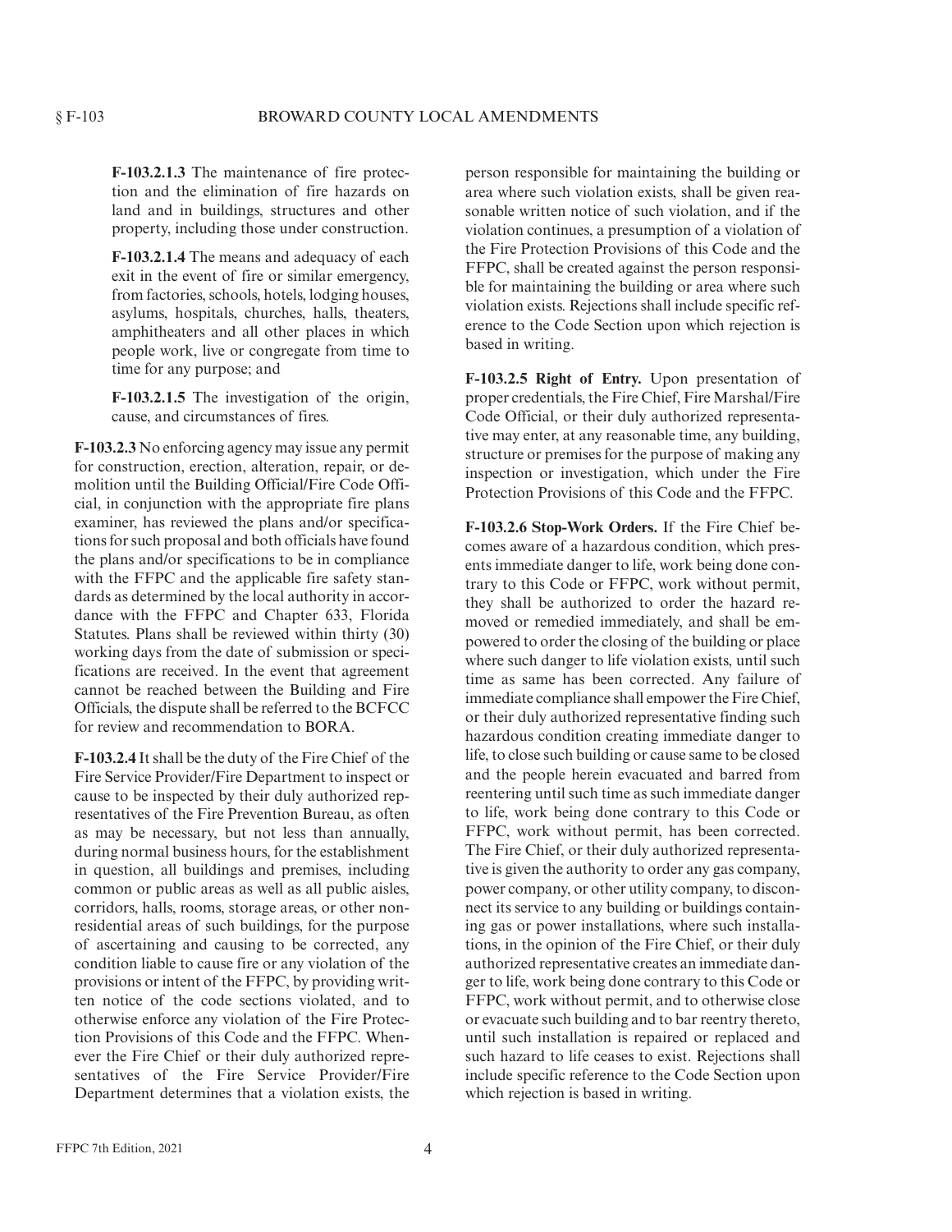**F-103.2.1.3** The maintenance of fire protection and the elimination of fire hazards on land and in buildings, structures and other property, including those under construction.

**F-103.2.1.4** The means and adequacy of each exit in the event of fire or similar emergency, from factories, schools, hotels, lodging houses, asylums, hospitals, churches, halls, theaters, amphitheaters and all other places in which people work, live or congregate from time to time for any purpose; and

**F-103.2.1.5** The investigation of the origin, cause, and circumstances of fires.

**F-103.2.3** No enforcing agency may issue any permit for construction, erection, alteration, repair, or demolition until the Building Official/Fire Code Official, in conjunction with the appropriate fire plans examiner, has reviewed the plans and/or specifications for such proposal and both officials have found the plans and/or specifications to be in compliance with the FFPC and the applicable fire safety standards as determined by the local authority in accordance with the FFPC and Chapter 633, Florida Statutes. Plans shall be reviewed within thirty (30) working days from the date of submission or specifications are received. In the event that agreement cannot be reached between the Building and Fire Officials, the dispute shall be referred to the BCFCC for review and recommendation to BORA.

**F-103.2.4** It shall be the duty of the Fire Chief of the Fire Service Provider/Fire Department to inspect or cause to be inspected by their duly authorized representatives of the Fire Prevention Bureau, as often as may be necessary, but not less than annually, during normal business hours, for the establishment in question, all buildings and premises, including common or public areas as well as all public aisles, corridors, halls, rooms, storage areas, or other non-residential areas of such buildings, for the purpose of ascertaining and causing to be corrected, any condition liable to cause fire or any violation of the provisions or intent of the FFPC, by providing written notice of the code sections violated, and to otherwise enforce any violation of the Fire Protection Provisions of this Code and the FFPC. Whenever the Fire Chief or their duly authorized representatives of the Fire Service Provider/Fire Department determines that a violation exists, the person responsible for maintaining the building or area where such violation exists, shall be given reasonable written notice of such violation, and if the violation continues, a presumption of a violation of the Fire Protection Provisions of this Code and the FFPC, shall be created against the person responsible for maintaining the building or area where such violation exists. Rejections shall include specific reference to the Code Section upon which rejection is based in writing.

**F-103.2.5 Right of Entry.** Upon presentation of proper credentials, the Fire Chief, Fire Marshal/Fire Code Official, or their duly authorized representative may enter, at any reasonable time, any building, structure or premises for the purpose of making any inspection or investigation, which under the Fire Protection Provisions of this Code and the FFPC.

**F-103.2.6 Stop-Work Orders.** If the Fire Chief becomes aware of a hazardous condition, which presents immediate danger to life, work being done contrary to this Code or FFPC, work without permit, they shall be authorized to order the hazard removed or remedied immediately, and shall be empowered to order the closing of the building or place where such danger to life violation exists, until such time as same has been corrected. Any failure of immediate compliance shall empower the Fire Chief, or their duly authorized representative finding such hazardous condition creating immediate danger to life, to close such building or cause same to be closed and the people herein evacuated and barred from reentering until such time as such immediate danger to life, work being done contrary to this Code or FFPC, work without permit, has been corrected. The Fire Chief, or their duly authorized representative is given the authority to order any gas company, power company, or other utility company, to disconnect its service to any building or buildings containing gas or power installations, where such installations, in the opinion of the Fire Chief, or their duly authorized representative creates an immediate danger to life, work being done contrary to this Code or FFPC, work without permit, and to otherwise close or evacuate such building and to bar reentry thereto, until such installation is repaired or replaced and such hazard to life ceases to exist. Rejections shall include specific reference to the Code Section upon which rejection is based in writing.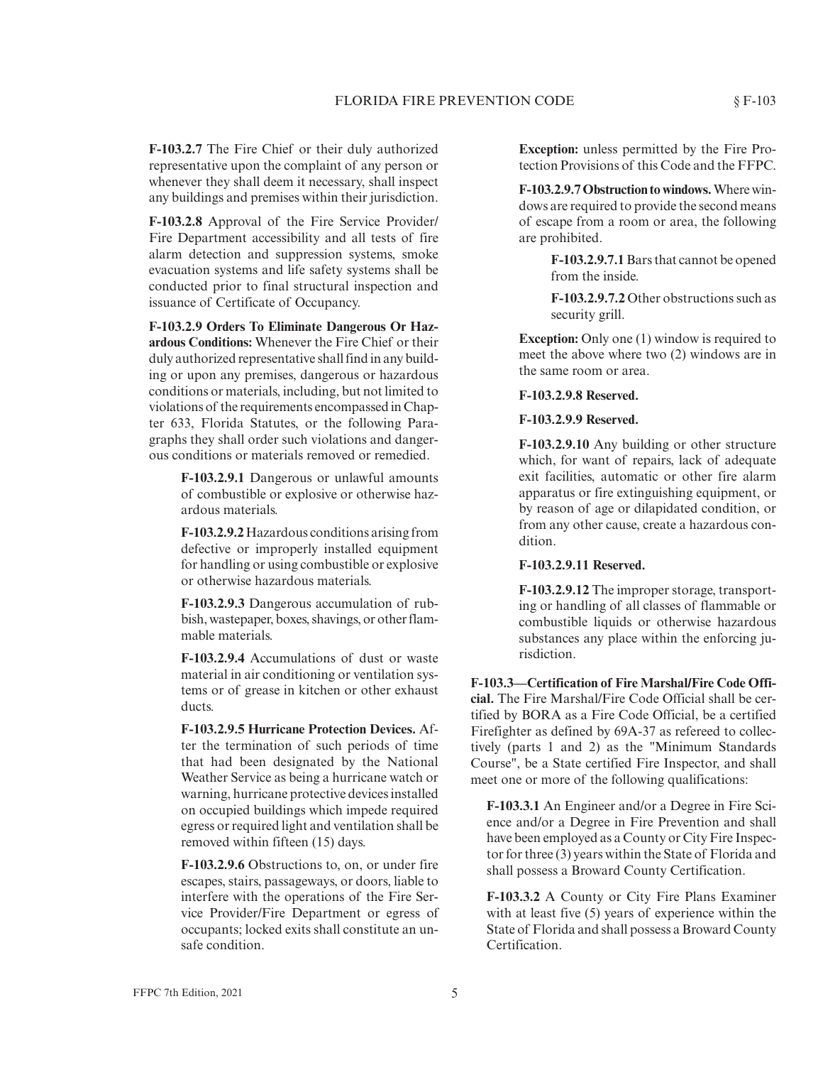**F-103.2.7** The Fire Chief or their duly authorized representative upon the complaint of any person or whenever they shall deem it necessary, shall inspect any buildings and premises within their jurisdiction.

**F-103.2.8** Approval of the Fire Service Provider/ Fire Department accessibility and all tests of fire alarm detection and suppression systems, smoke evacuation systems and life safety systems shall be conducted prior to final structural inspection and issuance of Certificate of Occupancy.

**F-103.2.9 Orders To Eliminate Dangerous Or Hazardous Conditions:** Whenever the Fire Chief or their duly authorized representative shall find in any building or upon any premises, dangerous or hazardous conditions or materials, including, but not limited to violations of the requirements encompassed in Chapter 633, Florida Statutes, or the following Paragraphs they shall order such violations and dangerous conditions or materials removed or remedied.

> **F-103.2.9.1** Dangerous or unlawful amounts of combustible or explosive or otherwise hazardous materials.
>
> **F-103.2.9.2** Hazardous conditions arising from defective or improperly installed equipment for handling or using combustible or explosive or otherwise hazardous materials.
>
> **F-103.2.9.3** Dangerous accumulation of rubbish, wastepaper, boxes, shavings, or other flammable materials.
>
> **F-103.2.9.4** Accumulations of dust or waste material in air conditioning or ventilation systems or of grease in kitchen or other exhaust ducts.
>
> **F-103.2.9.5 Hurricane Protection Devices.** After the termination of such periods of time that had been designated by the National Weather Service as being a hurricane watch or warning, hurricane protective devices installed on occupied buildings which impede required egress or required light and ventilation shall be removed within fifteen (15) days.
>
> **F-103.2.9.6** Obstructions to, on, or under fire escapes, stairs, passageways, or doors, liable to interfere with the operations of the Fire Service Provider/Fire Department or egress of occupants; locked exits shall constitute an unsafe condition.
>
> **Exception:** unless permitted by the Fire Protection Provisions of this Code and the FFPC.
>
> **F-103.2.9.7 Obstruction to windows.** Where windows are required to provide the second means of escape from a room or area, the following are prohibited.
>
> > **F-103.2.9.7.1** Bars that cannot be opened from the inside.
> >
> > **F-103.2.9.7.2** Other obstructions such as security grill.
>
> **Exception:** Only one (1) window is required to meet the above where two (2) windows are in the same room or area.
>
> **F-103.2.9.8 Reserved.**
>
> **F-103.2.9.9 Reserved.**
>
> **F-103.2.9.10** Any building or other structure which, for want of repairs, lack of adequate exit facilities, automatic or other fire alarm apparatus or fire extinguishing equipment, or by reason of age or dilapidated condition, or from any other cause, create a hazardous condition.
>
> **F-103.2.9.11 Reserved.**
>
> **F-103.2.9.12** The improper storage, transporting or handling of all classes of flammable or combustible liquids or otherwise hazardous substances any place within the enforcing jurisdiction.

**F-103.3—Certification of Fire Marshal/Fire Code Official.** The Fire Marshal/Fire Code Official shall be certified by BORA as a Fire Code Official, be a certified Firefighter as defined by 69A-37 as refereed to collectively (parts 1 and 2) as the "Minimum Standards Course", be a State certified Fire Inspector, and shall meet one or more of the following qualifications:

> **F-103.3.1** An Engineer and/or a Degree in Fire Science and/or a Degree in Fire Prevention and shall have been employed as a County or City Fire Inspector for three (3) years within the State of Florida and shall possess a Broward County Certification.
>
> **F-103.3.2** A County or City Fire Plans Examiner with at least five (5) years of experience within the State of Florida and shall possess a Broward County Certification.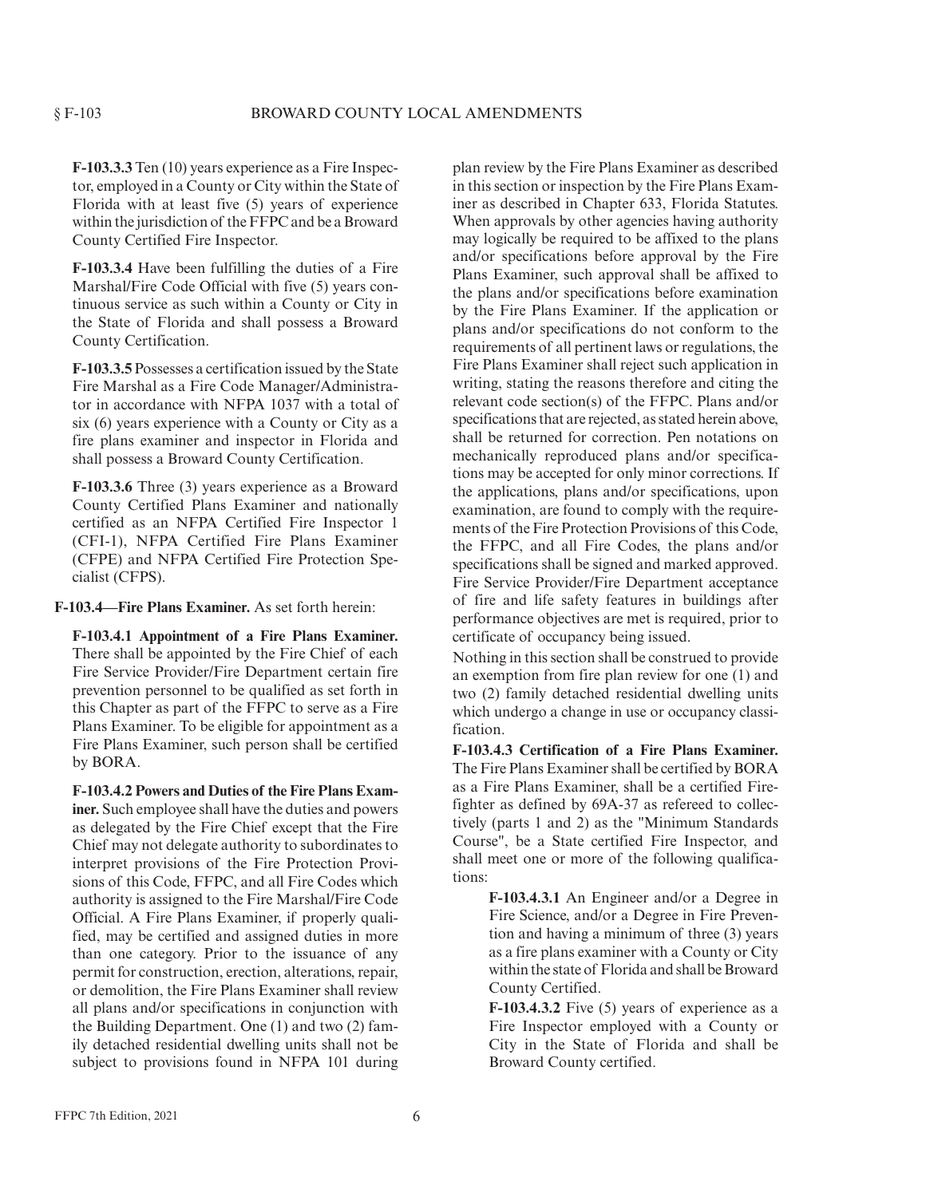**F-103.3.3** Ten (10) years experience as a Fire Inspector, employed in a County or City within the State of Florida with at least five (5) years of experience within the jurisdiction of the FFPC and be a Broward County Certified Fire Inspector.

**F-103.3.4** Have been fulfilling the duties of a Fire Marshal/Fire Code Official with five (5) years continuous service as such within a County or City in the State of Florida and shall possess a Broward County Certification.

**F-103.3.5** Possesses a certification issued by the State Fire Marshal as a Fire Code Manager/Administrator in accordance with NFPA 1037 with a total of six (6) years experience with a County or City as a fire plans examiner and inspector in Florida and shall possess a Broward County Certification.

**F-103.3.6** Three (3) years experience as a Broward County Certified Plans Examiner and nationally certified as an NFPA Certified Fire Inspector 1 (CFI-1), NFPA Certified Fire Plans Examiner (CFPE) and NFPA Certified Fire Protection Specialist (CFPS).

**F-103.4—Fire Plans Examiner.** As set forth herein:

**F-103.4.1 Appointment of a Fire Plans Examiner.** There shall be appointed by the Fire Chief of each Fire Service Provider/Fire Department certain fire prevention personnel to be qualified as set forth in this Chapter as part of the FFPC to serve as a Fire Plans Examiner. To be eligible for appointment as a Fire Plans Examiner, such person shall be certified by BORA.

**F-103.4.2 Powers and Duties of the Fire Plans Examiner.** Such employee shall have the duties and powers as delegated by the Fire Chief except that the Fire Chief may not delegate authority to subordinates to interpret provisions of the Fire Protection Provisions of this Code, FFPC, and all Fire Codes which authority is assigned to the Fire Marshal/Fire Code Official. A Fire Plans Examiner, if properly qualified, may be certified and assigned duties in more than one category. Prior to the issuance of any permit for construction, erection, alterations, repair, or demolition, the Fire Plans Examiner shall review all plans and/or specifications in conjunction with the Building Department. One (1) and two (2) family detached residential dwelling units shall not be subject to provisions found in NFPA 101 during plan review by the Fire Plans Examiner as described in this section or inspection by the Fire Plans Examiner as described in Chapter 633, Florida Statutes. When approvals by other agencies having authority may logically be required to be affixed to the plans and/or specifications before approval by the Fire Plans Examiner, such approval shall be affixed to the plans and/or specifications before examination by the Fire Plans Examiner. If the application or plans and/or specifications do not conform to the requirements of all pertinent laws or regulations, the Fire Plans Examiner shall reject such application in writing, stating the reasons therefore and citing the relevant code section(s) of the FFPC. Plans and/or specifications that are rejected, as stated herein above, shall be returned for correction. Pen notations on mechanically reproduced plans and/or specifications may be accepted for only minor corrections. If the applications, plans and/or specifications, upon examination, are found to comply with the requirements of the Fire Protection Provisions of this Code, the FFPC, and all Fire Codes, the plans and/or specifications shall be signed and marked approved. Fire Service Provider/Fire Department acceptance of fire and life safety features in buildings after performance objectives are met is required, prior to certificate of occupancy being issued.

Nothing in this section shall be construed to provide an exemption from fire plan review for one (1) and two (2) family detached residential dwelling units which undergo a change in use or occupancy classification.

**F-103.4.3 Certification of a Fire Plans Examiner.** The Fire Plans Examiner shall be certified by BORA as a Fire Plans Examiner, shall be a certified Firefighter as defined by 69A-37 as refereed to collectively (parts 1 and 2) as the "Minimum Standards Course", be a State certified Fire Inspector, and shall meet one or more of the following qualifications:

**F-103.4.3.1** An Engineer and/or a Degree in Fire Science, and/or a Degree in Fire Prevention and having a minimum of three (3) years as a fire plans examiner with a County or City within the state of Florida and shall be Broward County Certified.

**F-103.4.3.2** Five (5) years of experience as a Fire Inspector employed with a County or City in the State of Florida and shall be Broward County certified.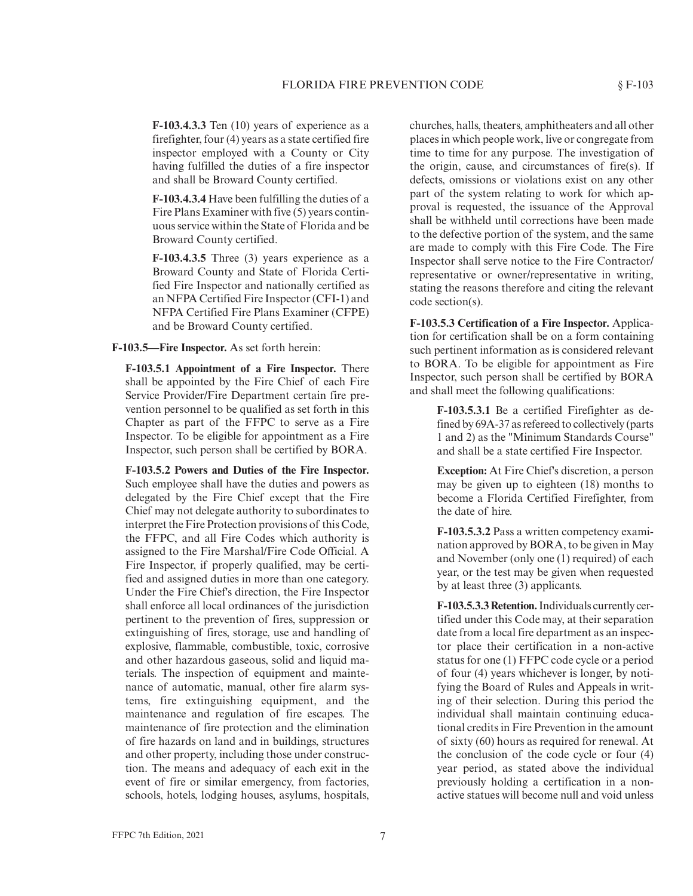**F-103.4.3.3** Ten (10) years of experience as a firefighter, four (4) years as a state certified fire inspector employed with a County or City having fulfilled the duties of a fire inspector and shall be Broward County certified.

**F-103.4.3.4** Have been fulfilling the duties of a Fire Plans Examiner with five (5) years continuous service within the State of Florida and be Broward County certified.

**F-103.4.3.5** Three (3) years experience as a Broward County and State of Florida Certified Fire Inspector and nationally certified as an NFPA Certified Fire Inspector (CFI-1) and NFPA Certified Fire Plans Examiner (CFPE) and be Broward County certified.

**F-103.5—Fire Inspector.** As set forth herein:

**F-103.5.1 Appointment of a Fire Inspector.** There shall be appointed by the Fire Chief of each Fire Service Provider/Fire Department certain fire prevention personnel to be qualified as set forth in this Chapter as part of the FFPC to serve as a Fire Inspector. To be eligible for appointment as a Fire Inspector, such person shall be certified by BORA.

**F-103.5.2 Powers and Duties of the Fire Inspector.** Such employee shall have the duties and powers as delegated by the Fire Chief except that the Fire Chief may not delegate authority to subordinates to interpret the Fire Protection provisions of this Code, the FFPC, and all Fire Codes which authority is assigned to the Fire Marshal/Fire Code Official. A Fire Inspector, if properly qualified, may be certified and assigned duties in more than one category. Under the Fire Chief's direction, the Fire Inspector shall enforce all local ordinances of the jurisdiction pertinent to the prevention of fires, suppression or extinguishing of fires, storage, use and handling of explosive, flammable, combustible, toxic, corrosive and other hazardous gaseous, solid and liquid materials. The inspection of equipment and maintenance of automatic, manual, other fire alarm systems, fire extinguishing equipment, and the maintenance and regulation of fire escapes. The maintenance of fire protection and the elimination of fire hazards on land and in buildings, structures and other property, including those under construction. The means and adequacy of each exit in the event of fire or similar emergency, from factories, schools, hotels, lodging houses, asylums, hospitals, churches, halls, theaters, amphitheaters and all other places in which people work, live or congregate from time to time for any purpose. The investigation of the origin, cause, and circumstances of fire(s). If defects, omissions or violations exist on any other part of the system relating to work for which approval is requested, the issuance of the Approval shall be withheld until corrections have been made to the defective portion of the system, and the same are made to comply with this Fire Code. The Fire Inspector shall serve notice to the Fire Contractor/representative or owner/representative in writing, stating the reasons therefore and citing the relevant code section(s).

**F-103.5.3 Certification of a Fire Inspector.** Application for certification shall be on a form containing such pertinent information as is considered relevant to BORA. To be eligible for appointment as Fire Inspector, such person shall be certified by BORA and shall meet the following qualifications:

**F-103.5.3.1** Be a certified Firefighter as defined by 69A-37 as refereed to collectively (parts 1 and 2) as the "Minimum Standards Course" and shall be a state certified Fire Inspector.

**Exception:** At Fire Chief's discretion, a person may be given up to eighteen (18) months to become a Florida Certified Firefighter, from the date of hire.

**F-103.5.3.2** Pass a written competency examination approved by BORA, to be given in May and November (only one (1) required) of each year, or the test may be given when requested by at least three (3) applicants.

**F-103.5.3.3 Retention.** Individuals currently certified under this Code may, at their separation date from a local fire department as an inspector place their certification in a non-active status for one (1) FFPC code cycle or a period of four (4) years whichever is longer, by notifying the Board of Rules and Appeals in writing of their selection. During this period the individual shall maintain continuing educational credits in Fire Prevention in the amount of sixty (60) hours as required for renewal. At the conclusion of the code cycle or four (4) year period, as stated above the individual previously holding a certification in a non-active statues will become null and void unless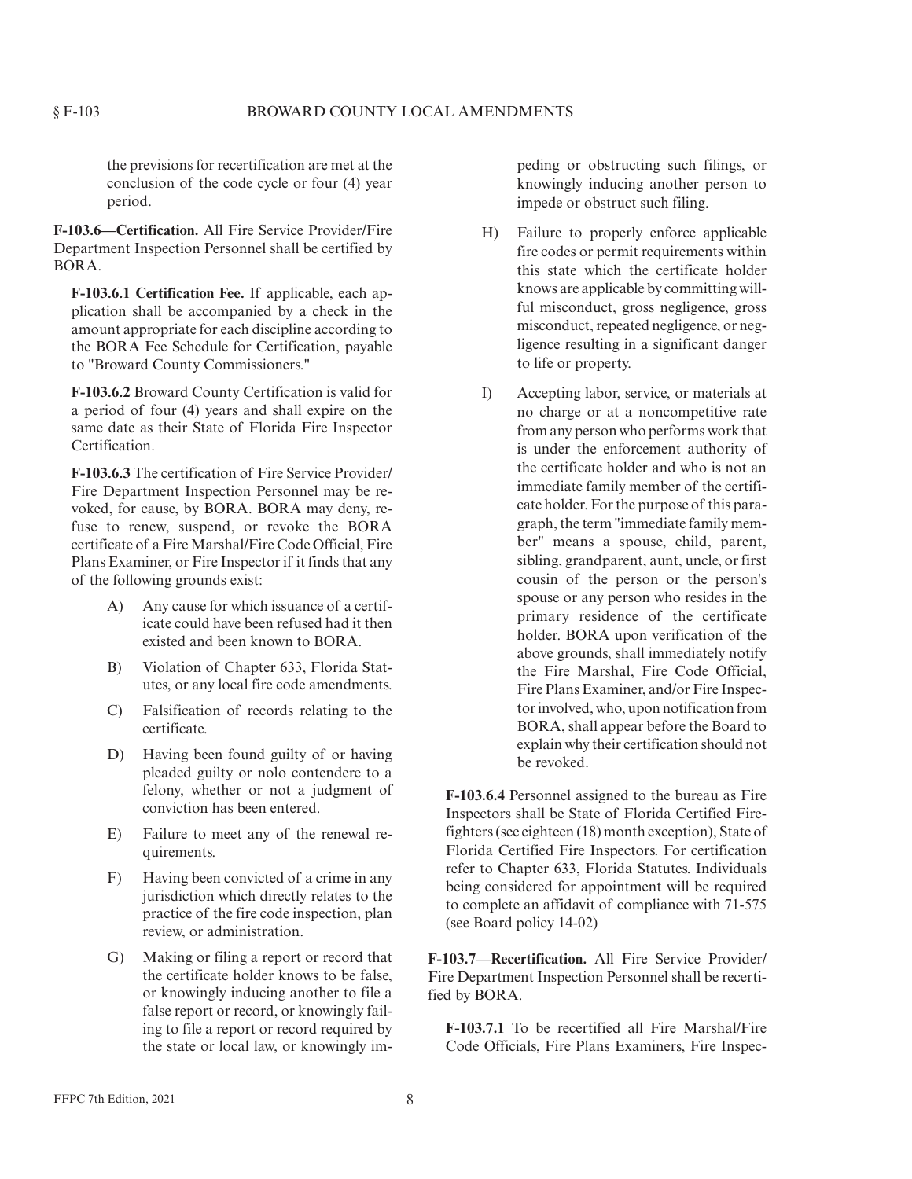the previsions for recertification are met at the conclusion of the code cycle or four (4) year period.

**F-103.6—Certification.** All Fire Service Provider/Fire Department Inspection Personnel shall be certified by BORA.

**F-103.6.1 Certification Fee.** If applicable, each application shall be accompanied by a check in the amount appropriate for each discipline according to the BORA Fee Schedule for Certification, payable to "Broward County Commissioners."

**F-103.6.2** Broward County Certification is valid for a period of four (4) years and shall expire on the same date as their State of Florida Fire Inspector Certification.

**F-103.6.3** The certification of Fire Service Provider/Fire Department Inspection Personnel may be revoked, for cause, by BORA. BORA may deny, refuse to renew, suspend, or revoke the BORA certificate of a Fire Marshal/Fire Code Official, Fire Plans Examiner, or Fire Inspector if it finds that any of the following grounds exist:

A) Any cause for which issuance of a certificate could have been refused had it then existed and been known to BORA.

B) Violation of Chapter 633, Florida Statutes, or any local fire code amendments.

C) Falsification of records relating to the certificate.

D) Having been found guilty of or having pleaded guilty or nolo contendere to a felony, whether or not a judgment of conviction has been entered.

E) Failure to meet any of the renewal requirements.

F) Having been convicted of a crime in any jurisdiction which directly relates to the practice of the fire code inspection, plan review, or administration.

G) Making or filing a report or record that the certificate holder knows to be false, or knowingly inducing another to file a false report or record, or knowingly failing to file a report or record required by the state or local law, or knowingly impeding or obstructing such filings, or knowingly inducing another person to impede or obstruct such filing.

H) Failure to properly enforce applicable fire codes or permit requirements within this state which the certificate holder knows are applicable by committing willful misconduct, gross negligence, gross misconduct, repeated negligence, or negligence resulting in a significant danger to life or property.

I) Accepting labor, service, or materials at no charge or at a noncompetitive rate from any person who performs work that is under the enforcement authority of the certificate holder and who is not an immediate family member of the certificate holder. For the purpose of this paragraph, the term "immediate family member" means a spouse, child, parent, sibling, grandparent, aunt, uncle, or first cousin of the person or the person's spouse or any person who resides in the primary residence of the certificate holder. BORA upon verification of the above grounds, shall immediately notify the Fire Marshal, Fire Code Official, Fire Plans Examiner, and/or Fire Inspector involved, who, upon notification from BORA, shall appear before the Board to explain why their certification should not be revoked.

**F-103.6.4** Personnel assigned to the bureau as Fire Inspectors shall be State of Florida Certified Firefighters (see eighteen (18) month exception), State of Florida Certified Fire Inspectors. For certification refer to Chapter 633, Florida Statutes. Individuals being considered for appointment will be required to complete an affidavit of compliance with 71-575 (see Board policy 14-02)

**F-103.7—Recertification.** All Fire Service Provider/Fire Department Inspection Personnel shall be recertified by BORA.

**F-103.7.1** To be recertified all Fire Marshal/Fire Code Officials, Fire Plans Examiners, Fire Inspec-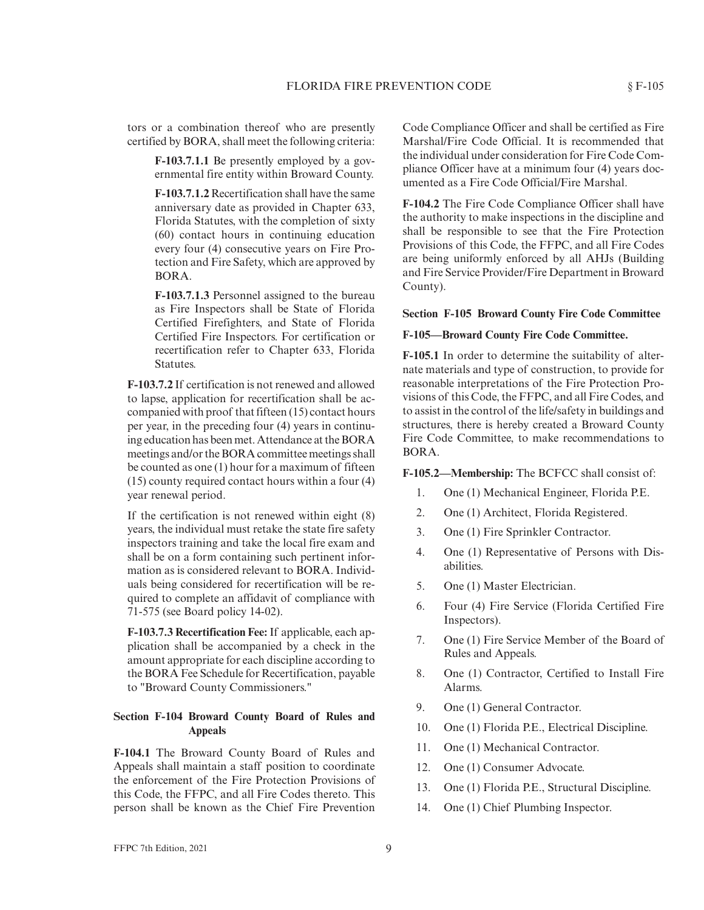tors or a combination thereof who are presently certified by BORA, shall meet the following criteria:

**F-103.7.1.1** Be presently employed by a governmental fire entity within Broward County.

**F-103.7.1.2** Recertification shall have the same anniversary date as provided in Chapter 633, Florida Statutes, with the completion of sixty (60) contact hours in continuing education every four (4) consecutive years on Fire Protection and Fire Safety, which are approved by BORA.

**F-103.7.1.3** Personnel assigned to the bureau as Fire Inspectors shall be State of Florida Certified Firefighters, and State of Florida Certified Fire Inspectors. For certification or recertification refer to Chapter 633, Florida Statutes.

**F-103.7.2** If certification is not renewed and allowed to lapse, application for recertification shall be accompanied with proof that fifteen (15) contact hours per year, in the preceding four (4) years in continuing education has been met. Attendance at the BORA meetings and/or the BORA committee meetings shall be counted as one (1) hour for a maximum of fifteen (15) county required contact hours within a four (4) year renewal period.

If the certification is not renewed within eight (8) years, the individual must retake the state fire safety inspectors training and take the local fire exam and shall be on a form containing such pertinent information as is considered relevant to BORA. Individuals being considered for recertification will be required to complete an affidavit of compliance with 71-575 (see Board policy 14-02).

**F-103.7.3 Recertification Fee:** If applicable, each application shall be accompanied by a check in the amount appropriate for each discipline according to the BORA Fee Schedule for Recertification, payable to "Broward County Commissioners."

## Section F-104 Broward County Board of Rules and Appeals

**F-104.1** The Broward County Board of Rules and Appeals shall maintain a staff position to coordinate the enforcement of the Fire Protection Provisions of this Code, the FFPC, and all Fire Codes thereto. This person shall be known as the Chief Fire Prevention Code Compliance Officer and shall be certified as Fire Marshal/Fire Code Official. It is recommended that the individual under consideration for Fire Code Compliance Officer have at a minimum four (4) years documented as a Fire Code Official/Fire Marshal.

**F-104.2** The Fire Code Compliance Officer shall have the authority to make inspections in the discipline and shall be responsible to see that the Fire Protection Provisions of this Code, the FFPC, and all Fire Codes are being uniformly enforced by all AHJs (Building and Fire Service Provider/Fire Department in Broward County).

## Section F-105 Broward County Fire Code Committee

**F-105—Broward County Fire Code Committee.**

**F-105.1** In order to determine the suitability of alternate materials and type of construction, to provide for reasonable interpretations of the Fire Protection Provisions of this Code, the FFPC, and all Fire Codes, and to assist in the control of the life/safety in buildings and structures, there is hereby created a Broward County Fire Code Committee, to make recommendations to BORA.

**F-105.2—Membership:** The BCFCC shall consist of:

1. One (1) Mechanical Engineer, Florida P.E.
2. One (1) Architect, Florida Registered.
3. One (1) Fire Sprinkler Contractor.
4. One (1) Representative of Persons with Disabilities.
5. One (1) Master Electrician.
6. Four (4) Fire Service (Florida Certified Fire Inspectors).
7. One (1) Fire Service Member of the Board of Rules and Appeals.
8. One (1) Contractor, Certified to Install Fire Alarms.
9. One (1) General Contractor.
10. One (1) Florida P.E., Electrical Discipline.
11. One (1) Mechanical Contractor.
12. One (1) Consumer Advocate.
13. One (1) Florida P.E., Structural Discipline.
14. One (1) Chief Plumbing Inspector.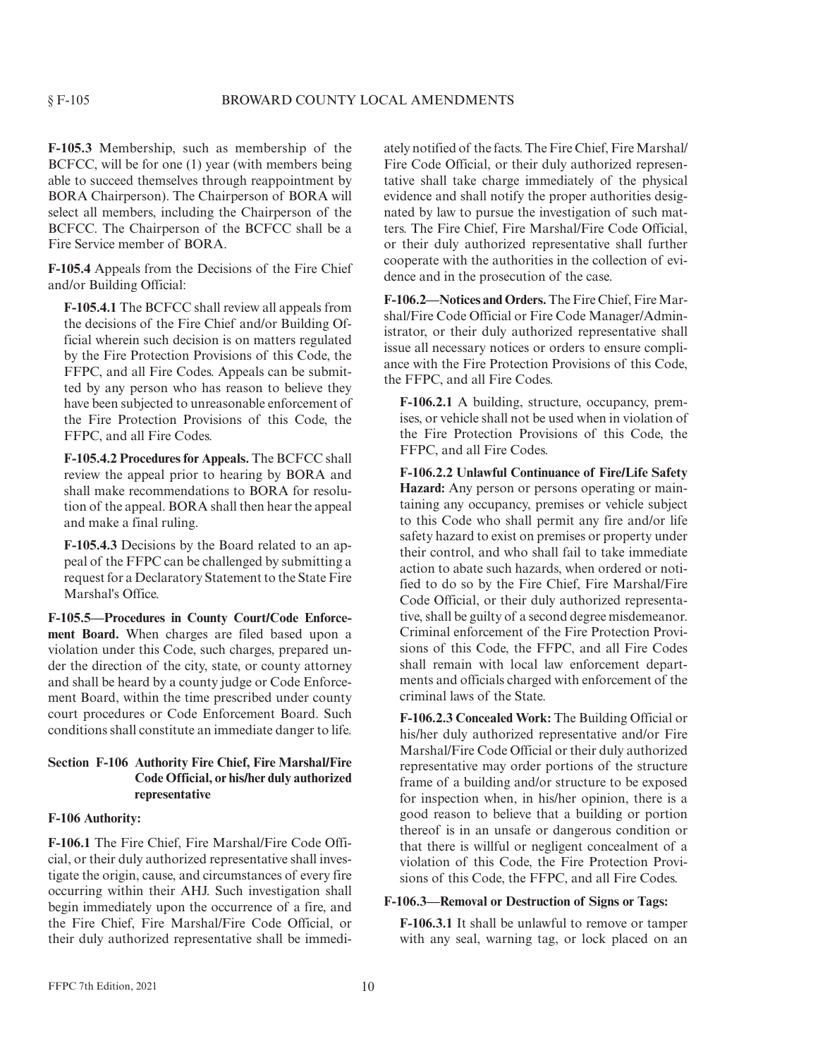**F-105.3** Membership, such as membership of the BCFCC, will be for one (1) year (with members being able to succeed themselves through reappointment by BORA Chairperson). The Chairperson of BORA will select all members, including the Chairperson of the BCFCC. The Chairperson of the BCFCC shall be a Fire Service member of BORA.

**F-105.4** Appeals from the Decisions of the Fire Chief and/or Building Official:

**F-105.4.1** The BCFCC shall review all appeals from the decisions of the Fire Chief and/or Building Official wherein such decision is on matters regulated by the Fire Protection Provisions of this Code, the FFPC, and all Fire Codes. Appeals can be submitted by any person who has reason to believe they have been subjected to unreasonable enforcement of the Fire Protection Provisions of this Code, the FFPC, and all Fire Codes.

**F-105.4.2 Procedures for Appeals.** The BCFCC shall review the appeal prior to hearing by BORA and shall make recommendations to BORA for resolution of the appeal. BORA shall then hear the appeal and make a final ruling.

**F-105.4.3** Decisions by the Board related to an appeal of the FFPC can be challenged by submitting a request for a Declaratory Statement to the State Fire Marshal's Office.

**F-105.5—Procedures in County Court/Code Enforcement Board.** When charges are filed based upon a violation under this Code, such charges, prepared under the direction of the city, state, or county attorney and shall be heard by a county judge or Code Enforcement Board, within the time prescribed under county court procedures or Code Enforcement Board. Such conditions shall constitute an immediate danger to life.

## Section F-106 Authority Fire Chief, Fire Marshal/Fire Code Official, or his/her duly authorized representative

**F-106 Authority:**

**F-106.1** The Fire Chief, Fire Marshal/Fire Code Official, or their duly authorized representative shall investigate the origin, cause, and circumstances of every fire occurring within their AHJ. Such investigation shall begin immediately upon the occurrence of a fire, and the Fire Chief, Fire Marshal/Fire Code Official, or their duly authorized representative shall be immediately notified of the facts. The Fire Chief, Fire Marshal/Fire Code Official, or their duly authorized representative shall take charge immediately of the physical evidence and shall notify the proper authorities designated by law to pursue the investigation of such matters. The Fire Chief, Fire Marshal/Fire Code Official, or their duly authorized representative shall further cooperate with the authorities in the collection of evidence and in the prosecution of the case.

**F-106.2—Notices and Orders.** The Fire Chief, Fire Marshal/Fire Code Official or Fire Code Manager/Administrator, or their duly authorized representative shall issue all necessary notices or orders to ensure compliance with the Fire Protection Provisions of this Code, the FFPC, and all Fire Codes.

**F-106.2.1** A building, structure, occupancy, premises, or vehicle shall not be used when in violation of the Fire Protection Provisions of this Code, the FFPC, and all Fire Codes.

**F-106.2.2 Unlawful Continuance of Fire/Life Safety Hazard:** Any person or persons operating or maintaining any occupancy, premises or vehicle subject to this Code who shall permit any fire and/or life safety hazard to exist on premises or property under their control, and who shall fail to take immediate action to abate such hazards, when ordered or notified to do so by the Fire Chief, Fire Marshal/Fire Code Official, or their duly authorized representative, shall be guilty of a second degree misdemeanor. Criminal enforcement of the Fire Protection Provisions of this Code, the FFPC, and all Fire Codes shall remain with local law enforcement departments and officials charged with enforcement of the criminal laws of the State.

**F-106.2.3 Concealed Work:** The Building Official or his/her duly authorized representative and/or Fire Marshal/Fire Code Official or their duly authorized representative may order portions of the structure frame of a building and/or structure to be exposed for inspection when, in his/her opinion, there is a good reason to believe that a building or portion thereof is in an unsafe or dangerous condition or that there is willful or negligent concealment of a violation of this Code, the Fire Protection Provisions of this Code, the FFPC, and all Fire Codes.

**F-106.3—Removal or Destruction of Signs or Tags:**

**F-106.3.1** It shall be unlawful to remove or tamper with any seal, warning tag, or lock placed on an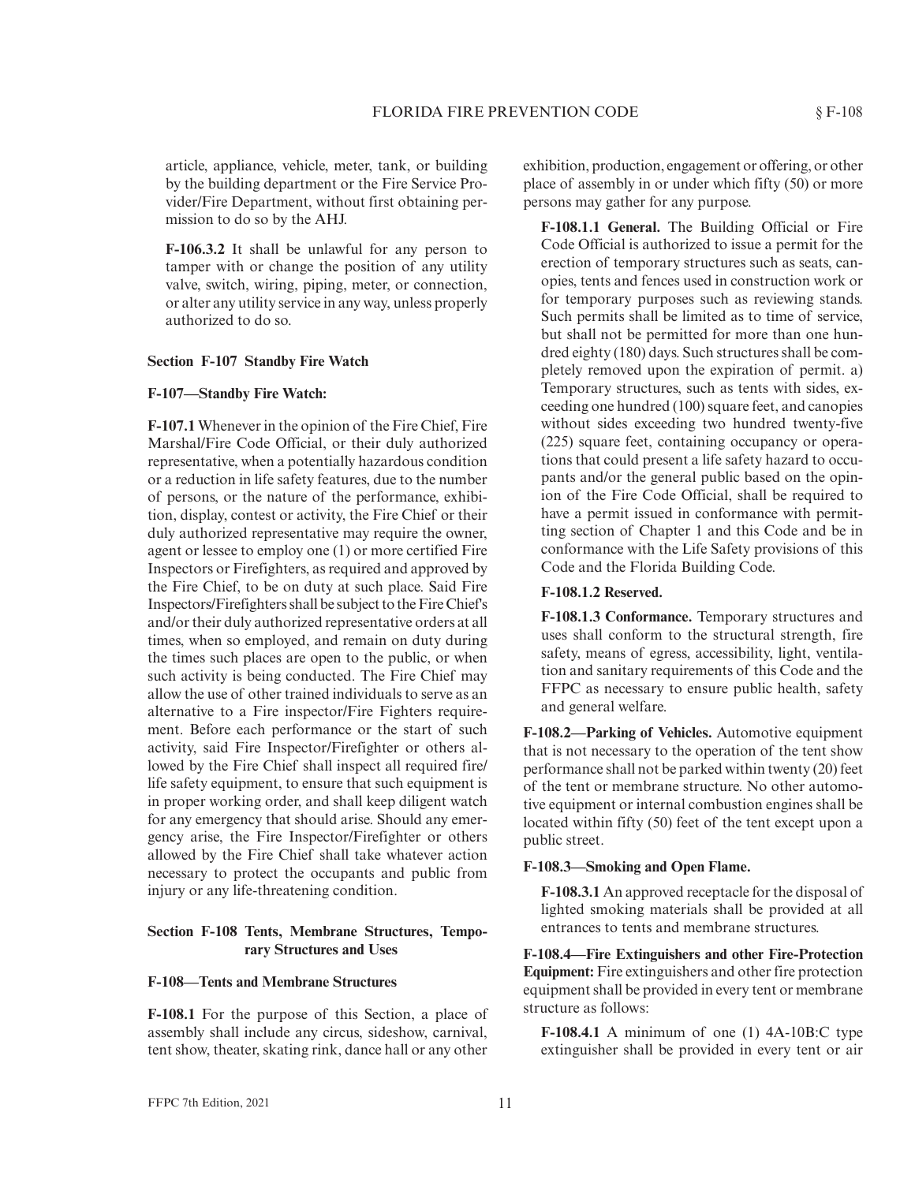article, appliance, vehicle, meter, tank, or building by the building department or the Fire Service Provider/Fire Department, without first obtaining permission to do so by the AHJ.

**F-106.3.2** It shall be unlawful for any person to tamper with or change the position of any utility valve, switch, wiring, piping, meter, or connection, or alter any utility service in any way, unless properly authorized to do so.

### Section F-107 Standby Fire Watch

**F-107—Standby Fire Watch:**

**F-107.1** Whenever in the opinion of the Fire Chief, Fire Marshal/Fire Code Official, or their duly authorized representative, when a potentially hazardous condition or a reduction in life safety features, due to the number of persons, or the nature of the performance, exhibition, display, contest or activity, the Fire Chief or their duly authorized representative may require the owner, agent or lessee to employ one (1) or more certified Fire Inspectors or Firefighters, as required and approved by the Fire Chief, to be on duty at such place. Said Fire Inspectors/Firefighters shall be subject to the Fire Chief's and/or their duly authorized representative orders at all times, when so employed, and remain on duty during the times such places are open to the public, or when such activity is being conducted. The Fire Chief may allow the use of other trained individuals to serve as an alternative to a Fire inspector/Fire Fighters requirement. Before each performance or the start of such activity, said Fire Inspector/Firefighter or others allowed by the Fire Chief shall inspect all required fire/life safety equipment, to ensure that such equipment is in proper working order, and shall keep diligent watch for any emergency that should arise. Should any emergency arise, the Fire Inspector/Firefighter or others allowed by the Fire Chief shall take whatever action necessary to protect the occupants and public from injury or any life-threatening condition.

### Section F-108 Tents, Membrane Structures, Temporary Structures and Uses

**F-108—Tents and Membrane Structures**

**F-108.1** For the purpose of this Section, a place of assembly shall include any circus, sideshow, carnival, tent show, theater, skating rink, dance hall or any other exhibition, production, engagement or offering, or other place of assembly in or under which fifty (50) or more persons may gather for any purpose.

**F-108.1.1 General.** The Building Official or Fire Code Official is authorized to issue a permit for the erection of temporary structures such as seats, canopies, tents and fences used in construction work or for temporary purposes such as reviewing stands. Such permits shall be limited as to time of service, but shall not be permitted for more than one hundred eighty (180) days. Such structures shall be completely removed upon the expiration of permit. a) Temporary structures, such as tents with sides, exceeding one hundred (100) square feet, and canopies without sides exceeding two hundred twenty-five (225) square feet, containing occupancy or operations that could present a life safety hazard to occupants and/or the general public based on the opinion of the Fire Code Official, shall be required to have a permit issued in conformance with permitting section of Chapter 1 and this Code and be in conformance with the Life Safety provisions of this Code and the Florida Building Code.

**F-108.1.2 Reserved.**

**F-108.1.3 Conformance.** Temporary structures and uses shall conform to the structural strength, fire safety, means of egress, accessibility, light, ventilation and sanitary requirements of this Code and the FFPC as necessary to ensure public health, safety and general welfare.

**F-108.2—Parking of Vehicles.** Automotive equipment that is not necessary to the operation of the tent show performance shall not be parked within twenty (20) feet of the tent or membrane structure. No other automotive equipment or internal combustion engines shall be located within fifty (50) feet of the tent except upon a public street.

**F-108.3—Smoking and Open Flame.**

**F-108.3.1** An approved receptacle for the disposal of lighted smoking materials shall be provided at all entrances to tents and membrane structures.

**F-108.4—Fire Extinguishers and other Fire-Protection Equipment:** Fire extinguishers and other fire protection equipment shall be provided in every tent or membrane structure as follows:

**F-108.4.1** A minimum of one (1) 4A-10B:C type extinguisher shall be provided in every tent or air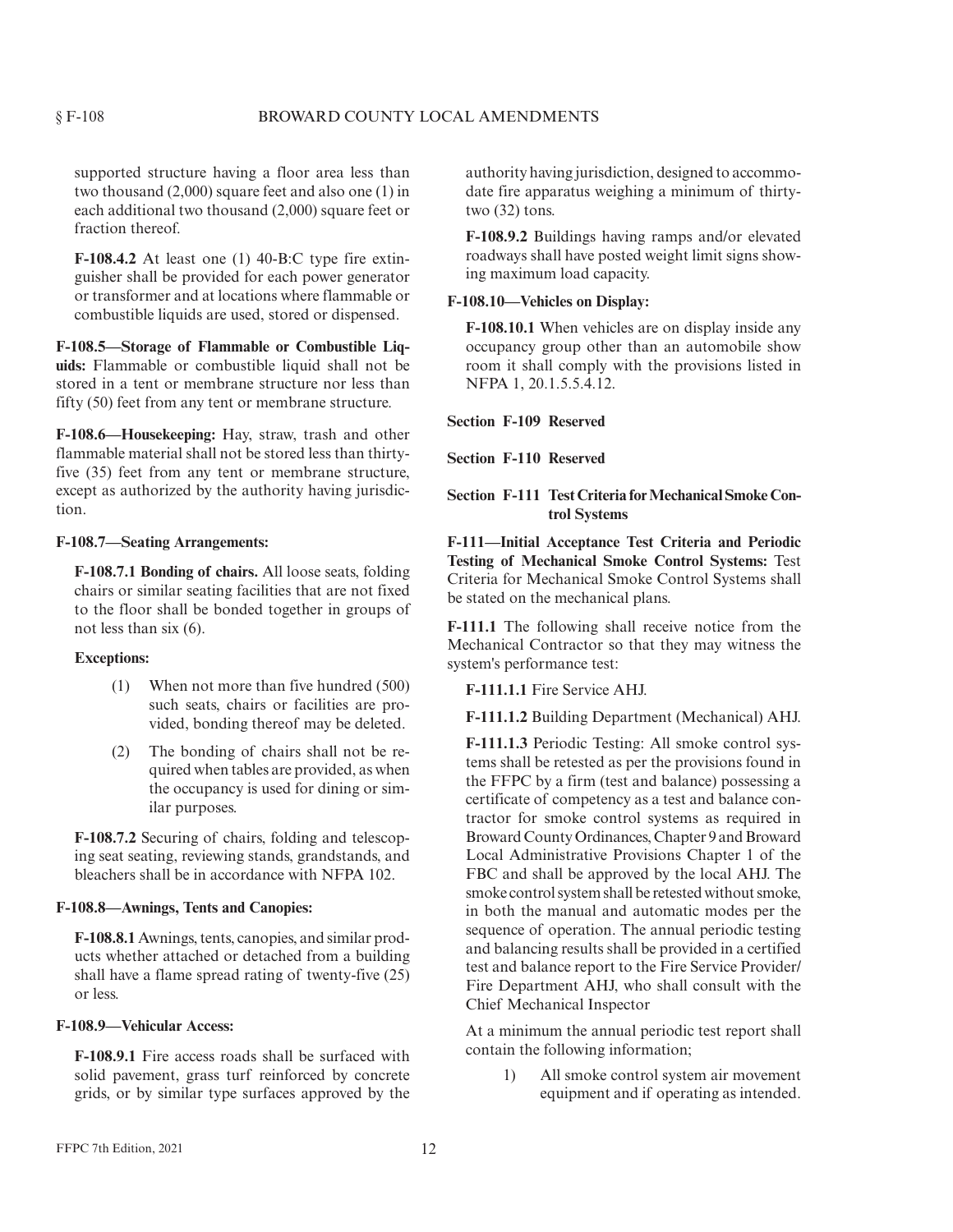supported structure having a floor area less than two thousand (2,000) square feet and also one (1) in each additional two thousand (2,000) square feet or fraction thereof.

**F-108.4.2** At least one (1) 40-B:C type fire extinguisher shall be provided for each power generator or transformer and at locations where flammable or combustible liquids are used, stored or dispensed.

**F-108.5—Storage of Flammable or Combustible Liquids:** Flammable or combustible liquid shall not be stored in a tent or membrane structure nor less than fifty (50) feet from any tent or membrane structure.

**F-108.6—Housekeeping:** Hay, straw, trash and other flammable material shall not be stored less than thirty-five (35) feet from any tent or membrane structure, except as authorized by the authority having jurisdiction.

**F-108.7—Seating Arrangements:**

**F-108.7.1 Bonding of chairs.** All loose seats, folding chairs or similar seating facilities that are not fixed to the floor shall be bonded together in groups of not less than six (6).

**Exceptions:**

(1) When not more than five hundred (500) such seats, chairs or facilities are provided, bonding thereof may be deleted.

(2) The bonding of chairs shall not be required when tables are provided, as when the occupancy is used for dining or similar purposes.

**F-108.7.2** Securing of chairs, folding and telescoping seat seating, reviewing stands, grandstands, and bleachers shall be in accordance with NFPA 102.

**F-108.8—Awnings, Tents and Canopies:**

**F-108.8.1** Awnings, tents, canopies, and similar products whether attached or detached from a building shall have a flame spread rating of twenty-five (25) or less.

**F-108.9—Vehicular Access:**

**F-108.9.1** Fire access roads shall be surfaced with solid pavement, grass turf reinforced by concrete grids, or by similar type surfaces approved by the authority having jurisdiction, designed to accommodate fire apparatus weighing a minimum of thirty-two (32) tons.

**F-108.9.2** Buildings having ramps and/or elevated roadways shall have posted weight limit signs showing maximum load capacity.

**F-108.10—Vehicles on Display:**

**F-108.10.1** When vehicles are on display inside any occupancy group other than an automobile show room it shall comply with the provisions listed in NFPA 1, 20.1.5.5.4.12.

## Section F-109 Reserved

## Section F-110 Reserved

## Section F-111 Test Criteria for Mechanical Smoke Control Systems

**F-111—Initial Acceptance Test Criteria and Periodic Testing of Mechanical Smoke Control Systems:** Test Criteria for Mechanical Smoke Control Systems shall be stated on the mechanical plans.

**F-111.1** The following shall receive notice from the Mechanical Contractor so that they may witness the system's performance test:

**F-111.1.1** Fire Service AHJ.

**F-111.1.2** Building Department (Mechanical) AHJ.

**F-111.1.3** Periodic Testing: All smoke control systems shall be retested as per the provisions found in the FFPC by a firm (test and balance) possessing a certificate of competency as a test and balance contractor for smoke control systems as required in Broward County Ordinances, Chapter 9 and Broward Local Administrative Provisions Chapter 1 of the FBC and shall be approved by the local AHJ. The smoke control system shall be retested without smoke, in both the manual and automatic modes per the sequence of operation. The annual periodic testing and balancing results shall be provided in a certified test and balance report to the Fire Service Provider/ Fire Department AHJ, who shall consult with the Chief Mechanical Inspector

At a minimum the annual periodic test report shall contain the following information;

1) All smoke control system air movement equipment and if operating as intended.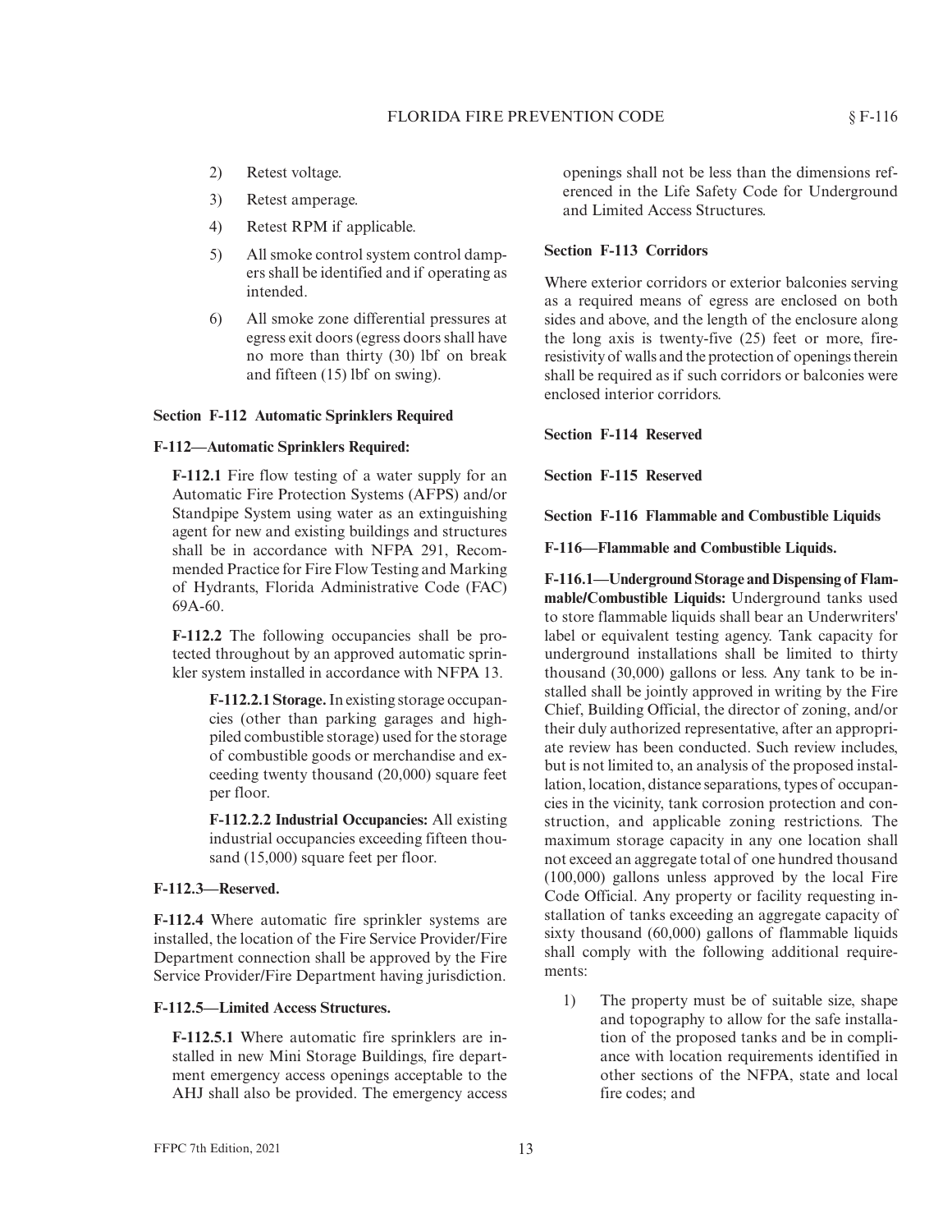2) Retest voltage.

3) Retest amperage.

4) Retest RPM if applicable.

5) All smoke control system control dampers shall be identified and if operating as intended.

6) All smoke zone differential pressures at egress exit doors (egress doors shall have no more than thirty (30) lbf on break and fifteen (15) lbf on swing).

### Section F-112 Automatic Sprinklers Required

**F-112—Automatic Sprinklers Required:**

**F-112.1** Fire flow testing of a water supply for an Automatic Fire Protection Systems (AFPS) and/or Standpipe System using water as an extinguishing agent for new and existing buildings and structures shall be in accordance with NFPA 291, Recommended Practice for Fire Flow Testing and Marking of Hydrants, Florida Administrative Code (FAC) 69A-60.

**F-112.2** The following occupancies shall be protected throughout by an approved automatic sprinkler system installed in accordance with NFPA 13.

> **F-112.2.1 Storage.** In existing storage occupancies (other than parking garages and high-piled combustible storage) used for the storage of combustible goods or merchandise and exceeding twenty thousand (20,000) square feet per floor.
>
> **F-112.2.2 Industrial Occupancies:** All existing industrial occupancies exceeding fifteen thousand (15,000) square feet per floor.

**F-112.3—Reserved.**

**F-112.4** Where automatic fire sprinkler systems are installed, the location of the Fire Service Provider/Fire Department connection shall be approved by the Fire Service Provider/Fire Department having jurisdiction.

**F-112.5—Limited Access Structures.**

**F-112.5.1** Where automatic fire sprinklers are installed in new Mini Storage Buildings, fire department emergency access openings acceptable to the AHJ shall also be provided. The emergency access openings shall not be less than the dimensions referenced in the Life Safety Code for Underground and Limited Access Structures.

### Section F-113 Corridors

Where exterior corridors or exterior balconies serving as a required means of egress are enclosed on both sides and above, and the length of the enclosure along the long axis is twenty-five (25) feet or more, fire-resistivity of walls and the protection of openings therein shall be required as if such corridors or balconies were enclosed interior corridors.

### Section F-114 Reserved

### Section F-115 Reserved

### Section F-116 Flammable and Combustible Liquids

**F-116—Flammable and Combustible Liquids.**

**F-116.1—Underground Storage and Dispensing of Flammable/Combustible Liquids:** Underground tanks used to store flammable liquids shall bear an Underwriters' label or equivalent testing agency. Tank capacity for underground installations shall be limited to thirty thousand (30,000) gallons or less. Any tank to be installed shall be jointly approved in writing by the Fire Chief, Building Official, the director of zoning, and/or their duly authorized representative, after an appropriate review has been conducted. Such review includes, but is not limited to, an analysis of the proposed installation, location, distance separations, types of occupancies in the vicinity, tank corrosion protection and construction, and applicable zoning restrictions. The maximum storage capacity in any one location shall not exceed an aggregate total of one hundred thousand (100,000) gallons unless approved by the local Fire Code Official. Any property or facility requesting installation of tanks exceeding an aggregate capacity of sixty thousand (60,000) gallons of flammable liquids shall comply with the following additional requirements:

1) The property must be of suitable size, shape and topography to allow for the safe installation of the proposed tanks and be in compliance with location requirements identified in other sections of the NFPA, state and local fire codes; and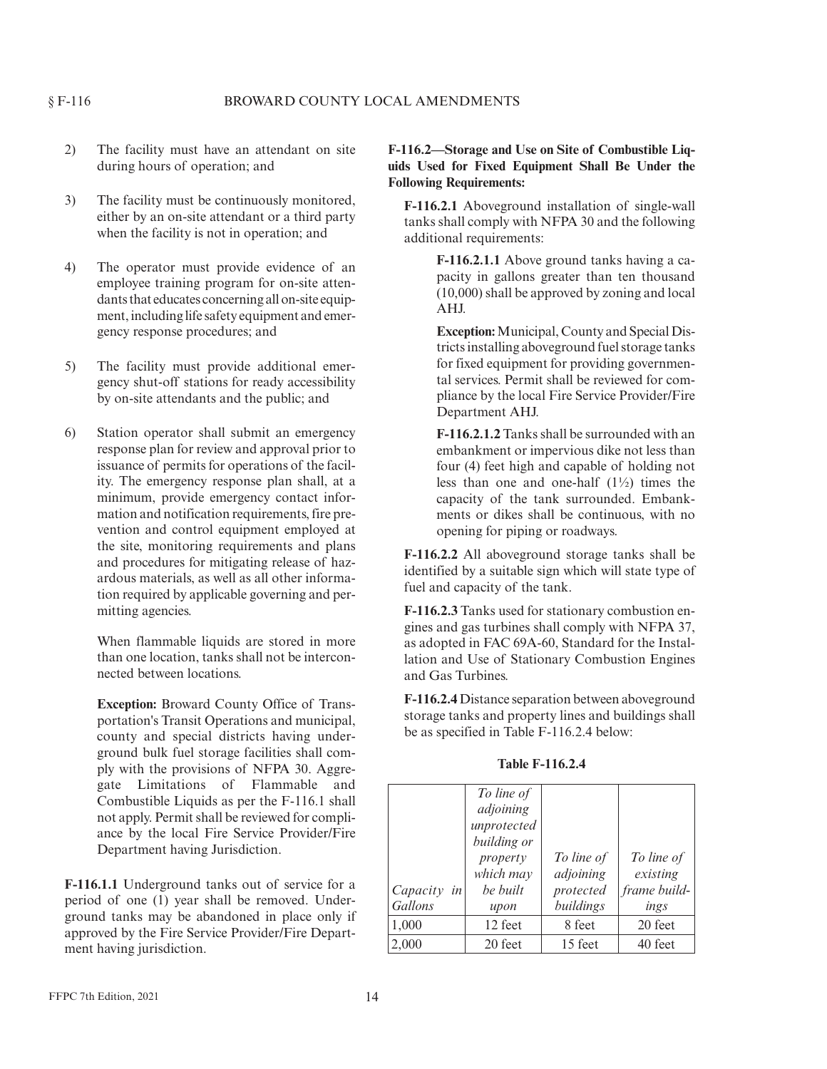2) The facility must have an attendant on site during hours of operation; and

3) The facility must be continuously monitored, either by an on-site attendant or a third party when the facility is not in operation; and

4) The operator must provide evidence of an employee training program for on-site attendants that educates concerning all on-site equipment, including life safety equipment and emergency response procedures; and

5) The facility must provide additional emergency shut-off stations for ready accessibility by on-site attendants and the public; and

6) Station operator shall submit an emergency response plan for review and approval prior to issuance of permits for operations of the facility. The emergency response plan shall, at a minimum, provide emergency contact information and notification requirements, fire prevention and control equipment employed at the site, monitoring requirements and plans and procedures for mitigating release of hazardous materials, as well as all other information required by applicable governing and permitting agencies.

   When flammable liquids are stored in more than one location, tanks shall not be interconnected between locations.

   **Exception:** Broward County Office of Transportation's Transit Operations and municipal, county and special districts having underground bulk fuel storage facilities shall comply with the provisions of NFPA 30. Aggregate Limitations of Flammable and Combustible Liquids as per the F-116.1 shall not apply. Permit shall be reviewed for compliance by the local Fire Service Provider/Fire Department having Jurisdiction.

**F-116.1.1** Underground tanks out of service for a period of one (1) year shall be removed. Underground tanks may be abandoned in place only if approved by the Fire Service Provider/Fire Department having jurisdiction.

**F-116.2—Storage and Use on Site of Combustible Liquids Used for Fixed Equipment Shall Be Under the Following Requirements:**

**F-116.2.1** Aboveground installation of single-wall tanks shall comply with NFPA 30 and the following additional requirements:

**F-116.2.1.1** Above ground tanks having a capacity in gallons greater than ten thousand (10,000) shall be approved by zoning and local AHJ.

**Exception:** Municipal, County and Special Districts installing aboveground fuel storage tanks for fixed equipment for providing governmental services. Permit shall be reviewed for compliance by the local Fire Service Provider/Fire Department AHJ.

**F-116.2.1.2** Tanks shall be surrounded with an embankment or impervious dike not less than four (4) feet high and capable of holding not less than one and one-half (1½) times the capacity of the tank surrounded. Embankments or dikes shall be continuous, with no opening for piping or roadways.

**F-116.2.2** All aboveground storage tanks shall be identified by a suitable sign which will state type of fuel and capacity of the tank.

**F-116.2.3** Tanks used for stationary combustion engines and gas turbines shall comply with NFPA 37, as adopted in FAC 69A-60, Standard for the Installation and Use of Stationary Combustion Engines and Gas Turbines.

**F-116.2.4** Distance separation between aboveground storage tanks and property lines and buildings shall be as specified in Table F-116.2.4 below:

**Table F-116.2.4**

| *Capacity in Gallons* | *To line of adjoining unprotected building or property which may be built upon* | *To line of adjoining protected buildings* | *To line of existing frame buildings* |
|---|---|---|---|
| 1,000 | 12 feet | 8 feet | 20 feet |
| 2,000 | 20 feet | 15 feet | 40 feet |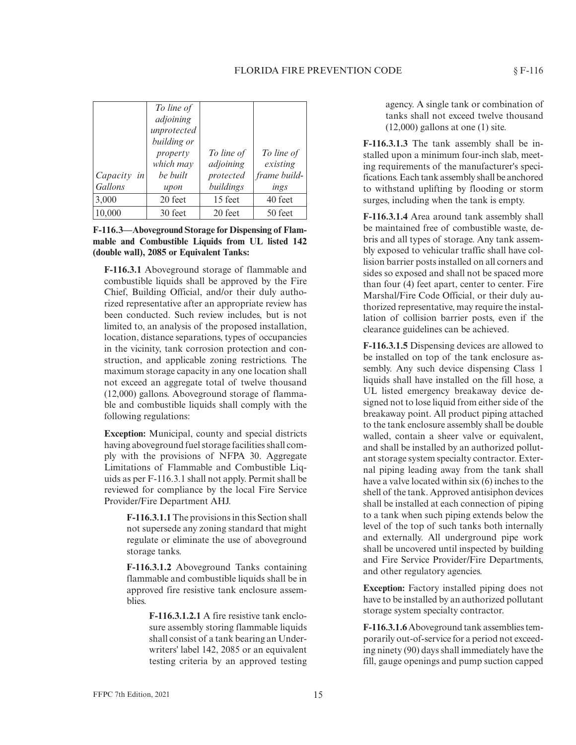| *Capacity in Gallons* | *To line of adjoining unprotected building or property which may be built upon* | *To line of adjoining protected buildings* | *To line of existing frame buildings* |
|---|---|---|---|
| 3,000 | 20 feet | 15 feet | 40 feet |
| 10,000 | 30 feet | 20 feet | 50 feet |

**F-116.3—Aboveground Storage for Dispensing of Flammable and Combustible Liquids from UL listed 142 (double wall), 2085 or Equivalent Tanks:**

**F-116.3.1** Aboveground storage of flammable and combustible liquids shall be approved by the Fire Chief, Building Official, and/or their duly authorized representative after an appropriate review has been conducted. Such review includes, but is not limited to, an analysis of the proposed installation, location, distance separations, types of occupancies in the vicinity, tank corrosion protection and construction, and applicable zoning restrictions. The maximum storage capacity in any one location shall not exceed an aggregate total of twelve thousand (12,000) gallons. Aboveground storage of flammable and combustible liquids shall comply with the following regulations:

**Exception:** Municipal, county and special districts having aboveground fuel storage facilities shall comply with the provisions of NFPA 30. Aggregate Limitations of Flammable and Combustible Liquids as per F-116.3.1 shall not apply. Permit shall be reviewed for compliance by the local Fire Service Provider/Fire Department AHJ.

**F-116.3.1.1** The provisions in this Section shall not supersede any zoning standard that might regulate or eliminate the use of aboveground storage tanks.

**F-116.3.1.2** Aboveground Tanks containing flammable and combustible liquids shall be in approved fire resistive tank enclosure assemblies.

**F-116.3.1.2.1** A fire resistive tank enclosure assembly storing flammable liquids shall consist of a tank bearing an Underwriters' label 142, 2085 or an equivalent testing criteria by an approved testing agency. A single tank or combination of tanks shall not exceed twelve thousand (12,000) gallons at one (1) site.

**F-116.3.1.3** The tank assembly shall be installed upon a minimum four-inch slab, meeting requirements of the manufacturer's specifications. Each tank assembly shall be anchored to withstand uplifting by flooding or storm surges, including when the tank is empty.

**F-116.3.1.4** Area around tank assembly shall be maintained free of combustible waste, debris and all types of storage. Any tank assembly exposed to vehicular traffic shall have collision barrier posts installed on all corners and sides so exposed and shall not be spaced more than four (4) feet apart, center to center. Fire Marshal/Fire Code Official, or their duly authorized representative, may require the installation of collision barrier posts, even if the clearance guidelines can be achieved.

**F-116.3.1.5** Dispensing devices are allowed to be installed on top of the tank enclosure assembly. Any such device dispensing Class 1 liquids shall have installed on the fill hose, a UL listed emergency breakaway device designed not to lose liquid from either side of the breakaway point. All product piping attached to the tank enclosure assembly shall be double walled, contain a sheer valve or equivalent, and shall be installed by an authorized pollutant storage system specialty contractor. External piping leading away from the tank shall have a valve located within six (6) inches to the shell of the tank. Approved antisiphon devices shall be installed at each connection of piping to a tank when such piping extends below the level of the top of such tanks both internally and externally. All underground pipe work shall be uncovered until inspected by building and Fire Service Provider/Fire Departments, and other regulatory agencies.

**Exception:** Factory installed piping does not have to be installed by an authorized pollutant storage system specialty contractor.

**F-116.3.1.6** Aboveground tank assemblies temporarily out-of-service for a period not exceeding ninety (90) days shall immediately have the fill, gauge openings and pump suction capped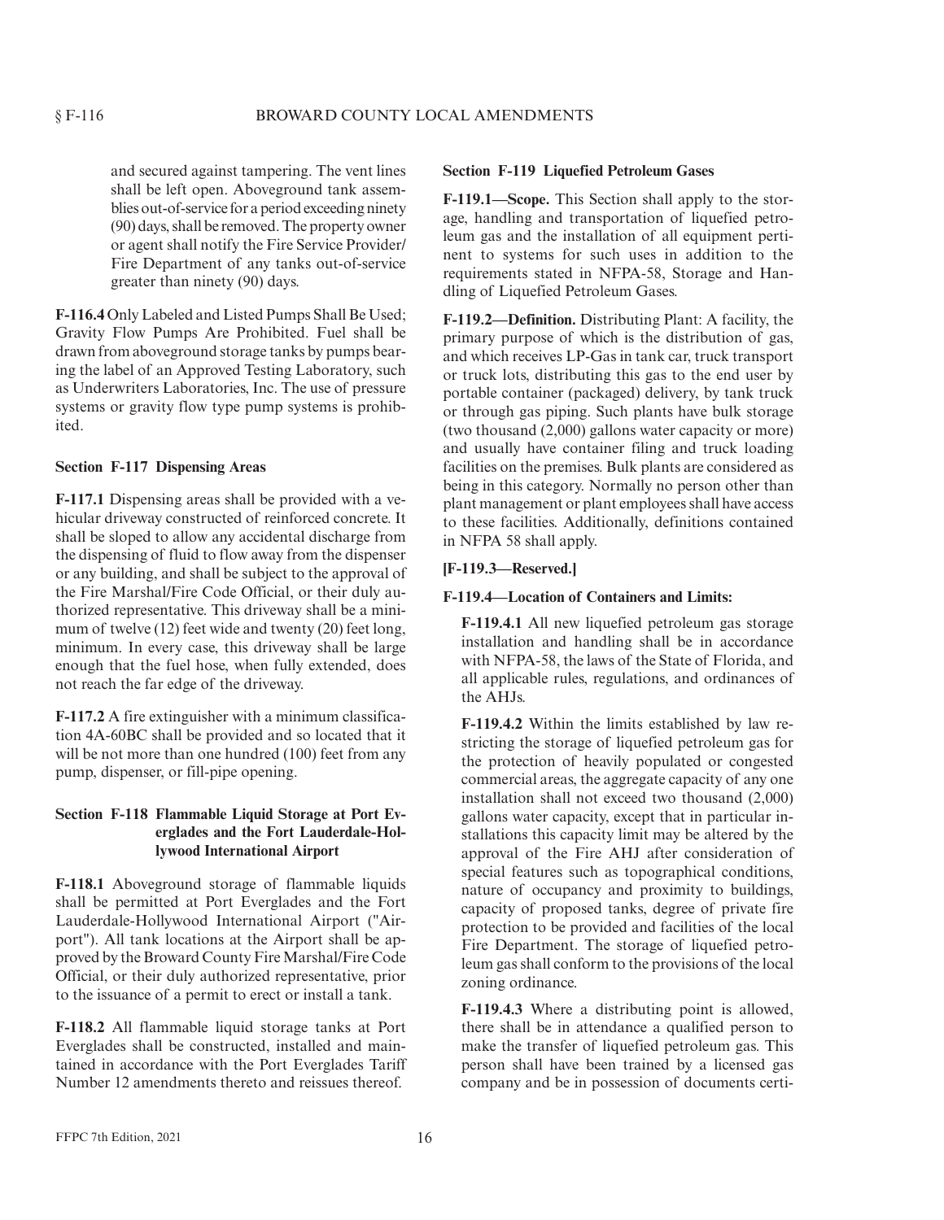and secured against tampering. The vent lines shall be left open. Aboveground tank assemblies out-of-service for a period exceeding ninety (90) days, shall be removed. The property owner or agent shall notify the Fire Service Provider/ Fire Department of any tanks out-of-service greater than ninety (90) days.

**F-116.4** Only Labeled and Listed Pumps Shall Be Used; Gravity Flow Pumps Are Prohibited. Fuel shall be drawn from aboveground storage tanks by pumps bearing the label of an Approved Testing Laboratory, such as Underwriters Laboratories, Inc. The use of pressure systems or gravity flow type pump systems is prohibited.

### Section F-117 Dispensing Areas

**F-117.1** Dispensing areas shall be provided with a vehicular driveway constructed of reinforced concrete. It shall be sloped to allow any accidental discharge from the dispensing of fluid to flow away from the dispenser or any building, and shall be subject to the approval of the Fire Marshal/Fire Code Official, or their duly authorized representative. This driveway shall be a minimum of twelve (12) feet wide and twenty (20) feet long, minimum. In every case, this driveway shall be large enough that the fuel hose, when fully extended, does not reach the far edge of the driveway.

**F-117.2** A fire extinguisher with a minimum classification 4A-60BC shall be provided and so located that it will be not more than one hundred (100) feet from any pump, dispenser, or fill-pipe opening.

### Section F-118 Flammable Liquid Storage at Port Everglades and the Fort Lauderdale-Hollywood International Airport

**F-118.1** Aboveground storage of flammable liquids shall be permitted at Port Everglades and the Fort Lauderdale-Hollywood International Airport ("Airport"). All tank locations at the Airport shall be approved by the Broward County Fire Marshal/Fire Code Official, or their duly authorized representative, prior to the issuance of a permit to erect or install a tank.

**F-118.2** All flammable liquid storage tanks at Port Everglades shall be constructed, installed and maintained in accordance with the Port Everglades Tariff Number 12 amendments thereto and reissues thereof.

### Section F-119 Liquefied Petroleum Gases

**F-119.1—Scope.** This Section shall apply to the storage, handling and transportation of liquefied petroleum gas and the installation of all equipment pertinent to systems for such uses in addition to the requirements stated in NFPA-58, Storage and Handling of Liquefied Petroleum Gases.

**F-119.2—Definition.** Distributing Plant: A facility, the primary purpose of which is the distribution of gas, and which receives LP-Gas in tank car, truck transport or truck lots, distributing this gas to the end user by portable container (packaged) delivery, by tank truck or through gas piping. Such plants have bulk storage (two thousand (2,000) gallons water capacity or more) and usually have container filing and truck loading facilities on the premises. Bulk plants are considered as being in this category. Normally no person other than plant management or plant employees shall have access to these facilities. Additionally, definitions contained in NFPA 58 shall apply.

**[F-119.3—Reserved.]**

**F-119.4—Location of Containers and Limits:**

**F-119.4.1** All new liquefied petroleum gas storage installation and handling shall be in accordance with NFPA-58, the laws of the State of Florida, and all applicable rules, regulations, and ordinances of the AHJs.

**F-119.4.2** Within the limits established by law restricting the storage of liquefied petroleum gas for the protection of heavily populated or congested commercial areas, the aggregate capacity of any one installation shall not exceed two thousand (2,000) gallons water capacity, except that in particular installations this capacity limit may be altered by the approval of the Fire AHJ after consideration of special features such as topographical conditions, nature of occupancy and proximity to buildings, capacity of proposed tanks, degree of private fire protection to be provided and facilities of the local Fire Department. The storage of liquefied petroleum gas shall conform to the provisions of the local zoning ordinance.

**F-119.4.3** Where a distributing point is allowed, there shall be in attendance a qualified person to make the transfer of liquefied petroleum gas. This person shall have been trained by a licensed gas company and be in possession of documents certi-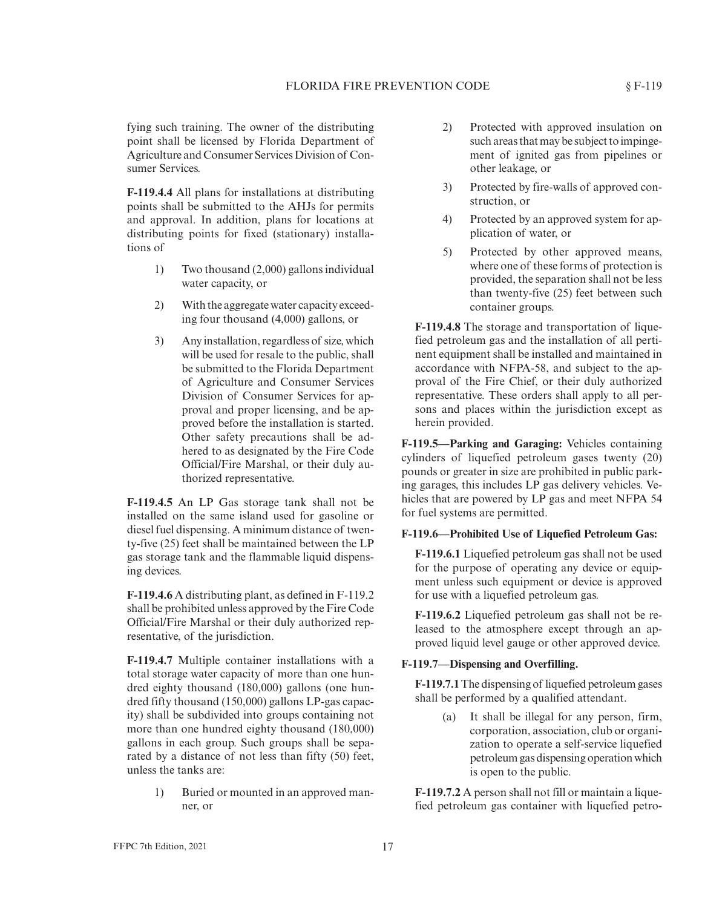fying such training. The owner of the distributing point shall be licensed by Florida Department of Agriculture and Consumer Services Division of Consumer Services.

**F-119.4.4** All plans for installations at distributing points shall be submitted to the AHJs for permits and approval. In addition, plans for locations at distributing points for fixed (stationary) installations of

1) Two thousand (2,000) gallons individual water capacity, or
2) With the aggregate water capacity exceeding four thousand (4,000) gallons, or
3) Any installation, regardless of size, which will be used for resale to the public, shall be submitted to the Florida Department of Agriculture and Consumer Services Division of Consumer Services for approval and proper licensing, and be approved before the installation is started. Other safety precautions shall be adhered to as designated by the Fire Code Official/Fire Marshal, or their duly authorized representative.

**F-119.4.5** An LP Gas storage tank shall not be installed on the same island used for gasoline or diesel fuel dispensing. A minimum distance of twenty-five (25) feet shall be maintained between the LP gas storage tank and the flammable liquid dispensing devices.

**F-119.4.6** A distributing plant, as defined in F-119.2 shall be prohibited unless approved by the Fire Code Official/Fire Marshal or their duly authorized representative, of the jurisdiction.

**F-119.4.7** Multiple container installations with a total storage water capacity of more than one hundred eighty thousand (180,000) gallons (one hundred fifty thousand (150,000) gallons LP-gas capacity) shall be subdivided into groups containing not more than one hundred eighty thousand (180,000) gallons in each group. Such groups shall be separated by a distance of not less than fifty (50) feet, unless the tanks are:

1) Buried or mounted in an approved manner, or
2) Protected with approved insulation on such areas that may be subject to impingement of ignited gas from pipelines or other leakage, or
3) Protected by fire-walls of approved construction, or
4) Protected by an approved system for application of water, or
5) Protected by other approved means, where one of these forms of protection is provided, the separation shall not be less than twenty-five (25) feet between such container groups.

**F-119.4.8** The storage and transportation of liquefied petroleum gas and the installation of all pertinent equipment shall be installed and maintained in accordance with NFPA-58, and subject to the approval of the Fire Chief, or their duly authorized representative. These orders shall apply to all persons and places within the jurisdiction except as herein provided.

**F-119.5—Parking and Garaging:** Vehicles containing cylinders of liquefied petroleum gases twenty (20) pounds or greater in size are prohibited in public parking garages, this includes LP gas delivery vehicles. Vehicles that are powered by LP gas and meet NFPA 54 for fuel systems are permitted.

**F-119.6—Prohibited Use of Liquefied Petroleum Gas:**

**F-119.6.1** Liquefied petroleum gas shall not be used for the purpose of operating any device or equipment unless such equipment or device is approved for use with a liquefied petroleum gas.

**F-119.6.2** Liquefied petroleum gas shall not be released to the atmosphere except through an approved liquid level gauge or other approved device.

**F-119.7—Dispensing and Overfilling.**

**F-119.7.1** The dispensing of liquefied petroleum gases shall be performed by a qualified attendant.

(a) It shall be illegal for any person, firm, corporation, association, club or organization to operate a self-service liquefied petroleum gas dispensing operation which is open to the public.

**F-119.7.2** A person shall not fill or maintain a liquefied petroleum gas container with liquefied petro-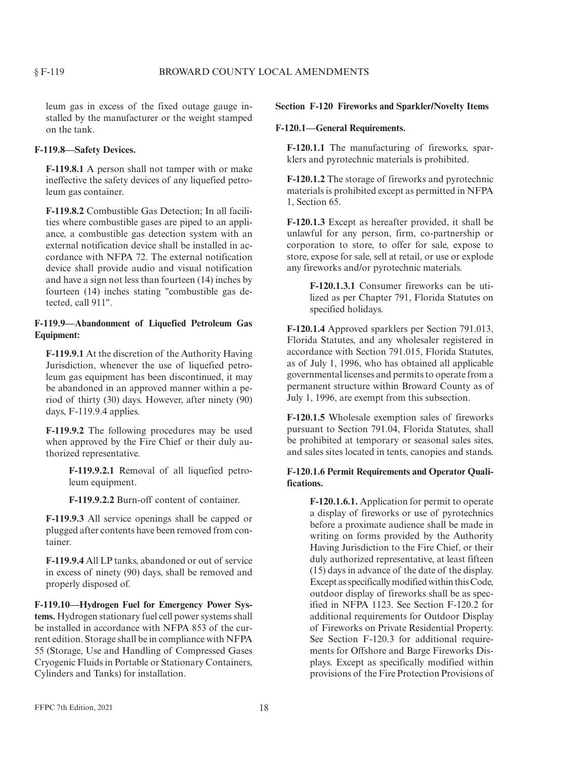leum gas in excess of the fixed outage gauge installed by the manufacturer or the weight stamped on the tank.

**F-119.8—Safety Devices.**

**F-119.8.1** A person shall not tamper with or make ineffective the safety devices of any liquefied petroleum gas container.

**F-119.8.2** Combustible Gas Detection; In all facilities where combustible gases are piped to an appliance, a combustible gas detection system with an external notification device shall be installed in accordance with NFPA 72. The external notification device shall provide audio and visual notification and have a sign not less than fourteen (14) inches by fourteen (14) inches stating "combustible gas detected, call 911".

**F-119.9—Abandonment of Liquefied Petroleum Gas Equipment:**

**F-119.9.1** At the discretion of the Authority Having Jurisdiction, whenever the use of liquefied petroleum gas equipment has been discontinued, it may be abandoned in an approved manner within a period of thirty (30) days. However, after ninety (90) days, F-119.9.4 applies.

**F-119.9.2** The following procedures may be used when approved by the Fire Chief or their duly authorized representative.

> **F-119.9.2.1** Removal of all liquefied petroleum equipment.
>
> **F-119.9.2.2** Burn-off content of container.

**F-119.9.3** All service openings shall be capped or plugged after contents have been removed from container.

**F-119.9.4** All LP tanks, abandoned or out of service in excess of ninety (90) days, shall be removed and properly disposed of.

**F-119.10—Hydrogen Fuel for Emergency Power Systems.** Hydrogen stationary fuel cell power systems shall be installed in accordance with NFPA 853 of the current edition. Storage shall be in compliance with NFPA 55 (Storage, Use and Handling of Compressed Gases Cryogenic Fluids in Portable or Stationary Containers, Cylinders and Tanks) for installation.

**Section F-120 Fireworks and Sparkler/Novelty Items**

**F-120.1—General Requirements.**

**F-120.1.1** The manufacturing of fireworks, sparklers and pyrotechnic materials is prohibited.

**F-120.1.2** The storage of fireworks and pyrotechnic materials is prohibited except as permitted in NFPA 1, Section 65.

**F-120.1.3** Except as hereafter provided, it shall be unlawful for any person, firm, co-partnership or corporation to store, to offer for sale, expose to store, expose for sale, sell at retail, or use or explode any fireworks and/or pyrotechnic materials.

> **F-120.1.3.1** Consumer fireworks can be utilized as per Chapter 791, Florida Statutes on specified holidays.

**F-120.1.4** Approved sparklers per Section 791.013, Florida Statutes, and any wholesaler registered in accordance with Section 791.015, Florida Statutes, as of July 1, 1996, who has obtained all applicable governmental licenses and permits to operate from a permanent structure within Broward County as of July 1, 1996, are exempt from this subsection.

**F-120.1.5** Wholesale exemption sales of fireworks pursuant to Section 791.04, Florida Statutes, shall be prohibited at temporary or seasonal sales sites, and sales sites located in tents, canopies and stands.

**F-120.1.6 Permit Requirements and Operator Qualifications.**

> **F-120.1.6.1.** Application for permit to operate a display of fireworks or use of pyrotechnics before a proximate audience shall be made in writing on forms provided by the Authority Having Jurisdiction to the Fire Chief, or their duly authorized representative, at least fifteen (15) days in advance of the date of the display. Except as specifically modified within this Code, outdoor display of fireworks shall be as specified in NFPA 1123. See Section F-120.2 for additional requirements for Outdoor Display of Fireworks on Private Residential Property. See Section F-120.3 for additional requirements for Offshore and Barge Fireworks Displays. Except as specifically modified within provisions of the Fire Protection Provisions of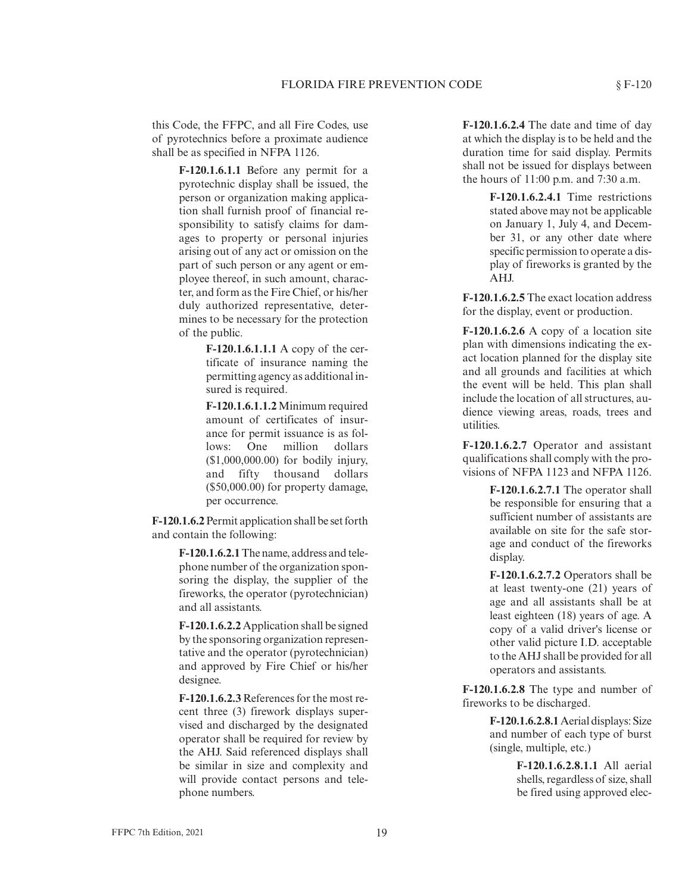this Code, the FFPC, and all Fire Codes, use of pyrotechnics before a proximate audience shall be as specified in NFPA 1126.

**F-120.1.6.1.1** Before any permit for a pyrotechnic display shall be issued, the person or organization making application shall furnish proof of financial responsibility to satisfy claims for damages to property or personal injuries arising out of any act or omission on the part of such person or any agent or employee thereof, in such amount, character, and form as the Fire Chief, or his/her duly authorized representative, determines to be necessary for the protection of the public.

**F-120.1.6.1.1.1** A copy of the certificate of insurance naming the permitting agency as additional insured is required.

**F-120.1.6.1.1.2** Minimum required amount of certificates of insurance for permit issuance is as follows: One million dollars ($1,000,000.00) for bodily injury, and fifty thousand dollars ($50,000.00) for property damage, per occurrence.

**F-120.1.6.2** Permit application shall be set forth and contain the following:

**F-120.1.6.2.1** The name, address and telephone number of the organization sponsoring the display, the supplier of the fireworks, the operator (pyrotechnician) and all assistants.

**F-120.1.6.2.2** Application shall be signed by the sponsoring organization representative and the operator (pyrotechnician) and approved by Fire Chief or his/her designee.

**F-120.1.6.2.3** References for the most recent three (3) firework displays supervised and discharged by the designated operator shall be required for review by the AHJ. Said referenced displays shall be similar in size and complexity and will provide contact persons and telephone numbers.

**F-120.1.6.2.4** The date and time of day at which the display is to be held and the duration time for said display. Permits shall not be issued for displays between the hours of 11:00 p.m. and 7:30 a.m.

**F-120.1.6.2.4.1** Time restrictions stated above may not be applicable on January 1, July 4, and December 31, or any other date where specific permission to operate a display of fireworks is granted by the AHJ.

**F-120.1.6.2.5** The exact location address for the display, event or production.

**F-120.1.6.2.6** A copy of a location site plan with dimensions indicating the exact location planned for the display site and all grounds and facilities at which the event will be held. This plan shall include the location of all structures, audience viewing areas, roads, trees and utilities.

**F-120.1.6.2.7** Operator and assistant qualifications shall comply with the provisions of NFPA 1123 and NFPA 1126.

**F-120.1.6.2.7.1** The operator shall be responsible for ensuring that a sufficient number of assistants are available on site for the safe storage and conduct of the fireworks display.

**F-120.1.6.2.7.2** Operators shall be at least twenty-one (21) years of age and all assistants shall be at least eighteen (18) years of age. A copy of a valid driver's license or other valid picture I.D. acceptable to the AHJ shall be provided for all operators and assistants.

**F-120.1.6.2.8** The type and number of fireworks to be discharged.

**F-120.1.6.2.8.1** Aerial displays: Size and number of each type of burst (single, multiple, etc.)

**F-120.1.6.2.8.1.1** All aerial shells, regardless of size, shall be fired using approved elec-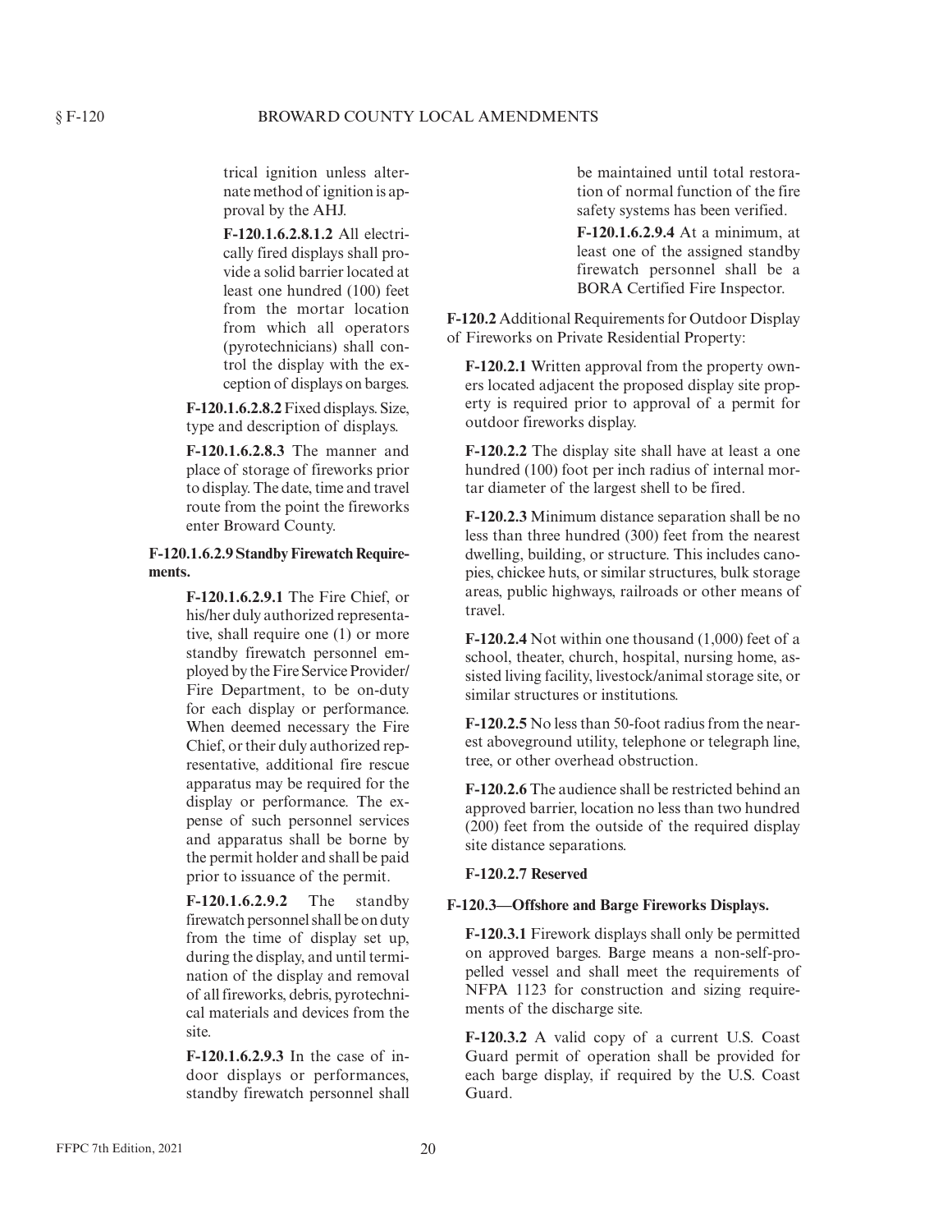trical ignition unless alternate method of ignition is approval by the AHJ.

**F-120.1.6.2.8.1.2** All electrically fired displays shall provide a solid barrier located at least one hundred (100) feet from the mortar location from which all operators (pyrotechnicians) shall control the display with the exception of displays on barges.

**F-120.1.6.2.8.2** Fixed displays. Size, type and description of displays.

**F-120.1.6.2.8.3** The manner and place of storage of fireworks prior to display. The date, time and travel route from the point the fireworks enter Broward County.

**F-120.1.6.2.9 Standby Firewatch Requirements.**

**F-120.1.6.2.9.1** The Fire Chief, or his/her duly authorized representative, shall require one (1) or more standby firewatch personnel employed by the Fire Service Provider/ Fire Department, to be on-duty for each display or performance. When deemed necessary the Fire Chief, or their duly authorized representative, additional fire rescue apparatus may be required for the display or performance. The expense of such personnel services and apparatus shall be borne by the permit holder and shall be paid prior to issuance of the permit.

**F-120.1.6.2.9.2** The standby firewatch personnel shall be on duty from the time of display set up, during the display, and until termination of the display and removal of all fireworks, debris, pyrotechnical materials and devices from the site.

**F-120.1.6.2.9.3** In the case of indoor displays or performances, standby firewatch personnel shall be maintained until total restoration of normal function of the fire safety systems has been verified.

**F-120.1.6.2.9.4** At a minimum, at least one of the assigned standby firewatch personnel shall be a BORA Certified Fire Inspector.

**F-120.2** Additional Requirements for Outdoor Display of Fireworks on Private Residential Property:

**F-120.2.1** Written approval from the property owners located adjacent the proposed display site property is required prior to approval of a permit for outdoor fireworks display.

**F-120.2.2** The display site shall have at least a one hundred (100) foot per inch radius of internal mortar diameter of the largest shell to be fired.

**F-120.2.3** Minimum distance separation shall be no less than three hundred (300) feet from the nearest dwelling, building, or structure. This includes canopies, chickee huts, or similar structures, bulk storage areas, public highways, railroads or other means of travel.

**F-120.2.4** Not within one thousand (1,000) feet of a school, theater, church, hospital, nursing home, assisted living facility, livestock/animal storage site, or similar structures or institutions.

**F-120.2.5** No less than 50-foot radius from the nearest aboveground utility, telephone or telegraph line, tree, or other overhead obstruction.

**F-120.2.6** The audience shall be restricted behind an approved barrier, location no less than two hundred (200) feet from the outside of the required display site distance separations.

**F-120.2.7 Reserved**

**F-120.3—Offshore and Barge Fireworks Displays.**

**F-120.3.1** Firework displays shall only be permitted on approved barges. Barge means a non-self-propelled vessel and shall meet the requirements of NFPA 1123 for construction and sizing requirements of the discharge site.

**F-120.3.2** A valid copy of a current U.S. Coast Guard permit of operation shall be provided for each barge display, if required by the U.S. Coast Guard.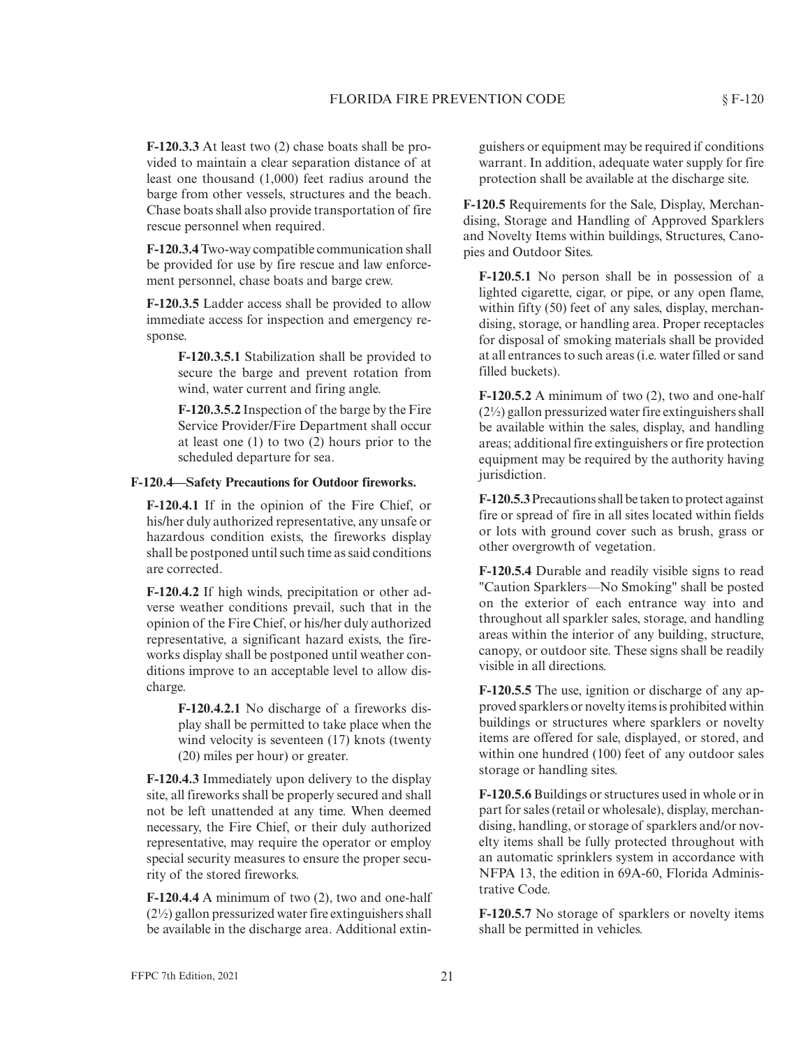**F-120.3.3** At least two (2) chase boats shall be provided to maintain a clear separation distance of at least one thousand (1,000) feet radius around the barge from other vessels, structures and the beach. Chase boats shall also provide transportation of fire rescue personnel when required.

**F-120.3.4** Two-way compatible communication shall be provided for use by fire rescue and law enforcement personnel, chase boats and barge crew.

**F-120.3.5** Ladder access shall be provided to allow immediate access for inspection and emergency response.

**F-120.3.5.1** Stabilization shall be provided to secure the barge and prevent rotation from wind, water current and firing angle.

**F-120.3.5.2** Inspection of the barge by the Fire Service Provider/Fire Department shall occur at least one (1) to two (2) hours prior to the scheduled departure for sea.

**F-120.4—Safety Precautions for Outdoor fireworks.**

**F-120.4.1** If in the opinion of the Fire Chief, or his/her duly authorized representative, any unsafe or hazardous condition exists, the fireworks display shall be postponed until such time as said conditions are corrected.

**F-120.4.2** If high winds, precipitation or other adverse weather conditions prevail, such that in the opinion of the Fire Chief, or his/her duly authorized representative, a significant hazard exists, the fireworks display shall be postponed until weather conditions improve to an acceptable level to allow discharge.

**F-120.4.2.1** No discharge of a fireworks display shall be permitted to take place when the wind velocity is seventeen (17) knots (twenty (20) miles per hour) or greater.

**F-120.4.3** Immediately upon delivery to the display site, all fireworks shall be properly secured and shall not be left unattended at any time. When deemed necessary, the Fire Chief, or their duly authorized representative, may require the operator or employ special security measures to ensure the proper security of the stored fireworks.

**F-120.4.4** A minimum of two (2), two and one-half (2½) gallon pressurized water fire extinguishers shall be available in the discharge area. Additional extinguishers or equipment may be required if conditions warrant. In addition, adequate water supply for fire protection shall be available at the discharge site.

**F-120.5** Requirements for the Sale, Display, Merchandising, Storage and Handling of Approved Sparklers and Novelty Items within buildings, Structures, Canopies and Outdoor Sites.

**F-120.5.1** No person shall be in possession of a lighted cigarette, cigar, or pipe, or any open flame, within fifty (50) feet of any sales, display, merchandising, storage, or handling area. Proper receptacles for disposal of smoking materials shall be provided at all entrances to such areas (i.e. water filled or sand filled buckets).

**F-120.5.2** A minimum of two (2), two and one-half (2½) gallon pressurized water fire extinguishers shall be available within the sales, display, and handling areas; additional fire extinguishers or fire protection equipment may be required by the authority having jurisdiction.

**F-120.5.3** Precautions shall be taken to protect against fire or spread of fire in all sites located within fields or lots with ground cover such as brush, grass or other overgrowth of vegetation.

**F-120.5.4** Durable and readily visible signs to read "Caution Sparklers—No Smoking" shall be posted on the exterior of each entrance way into and throughout all sparkler sales, storage, and handling areas within the interior of any building, structure, canopy, or outdoor site. These signs shall be readily visible in all directions.

**F-120.5.5** The use, ignition or discharge of any approved sparklers or novelty items is prohibited within buildings or structures where sparklers or novelty items are offered for sale, displayed, or stored, and within one hundred (100) feet of any outdoor sales storage or handling sites.

**F-120.5.6** Buildings or structures used in whole or in part for sales (retail or wholesale), display, merchandising, handling, or storage of sparklers and/or novelty items shall be fully protected throughout with an automatic sprinklers system in accordance with NFPA 13, the edition in 69A-60, Florida Administrative Code.

**F-120.5.7** No storage of sparklers or novelty items shall be permitted in vehicles.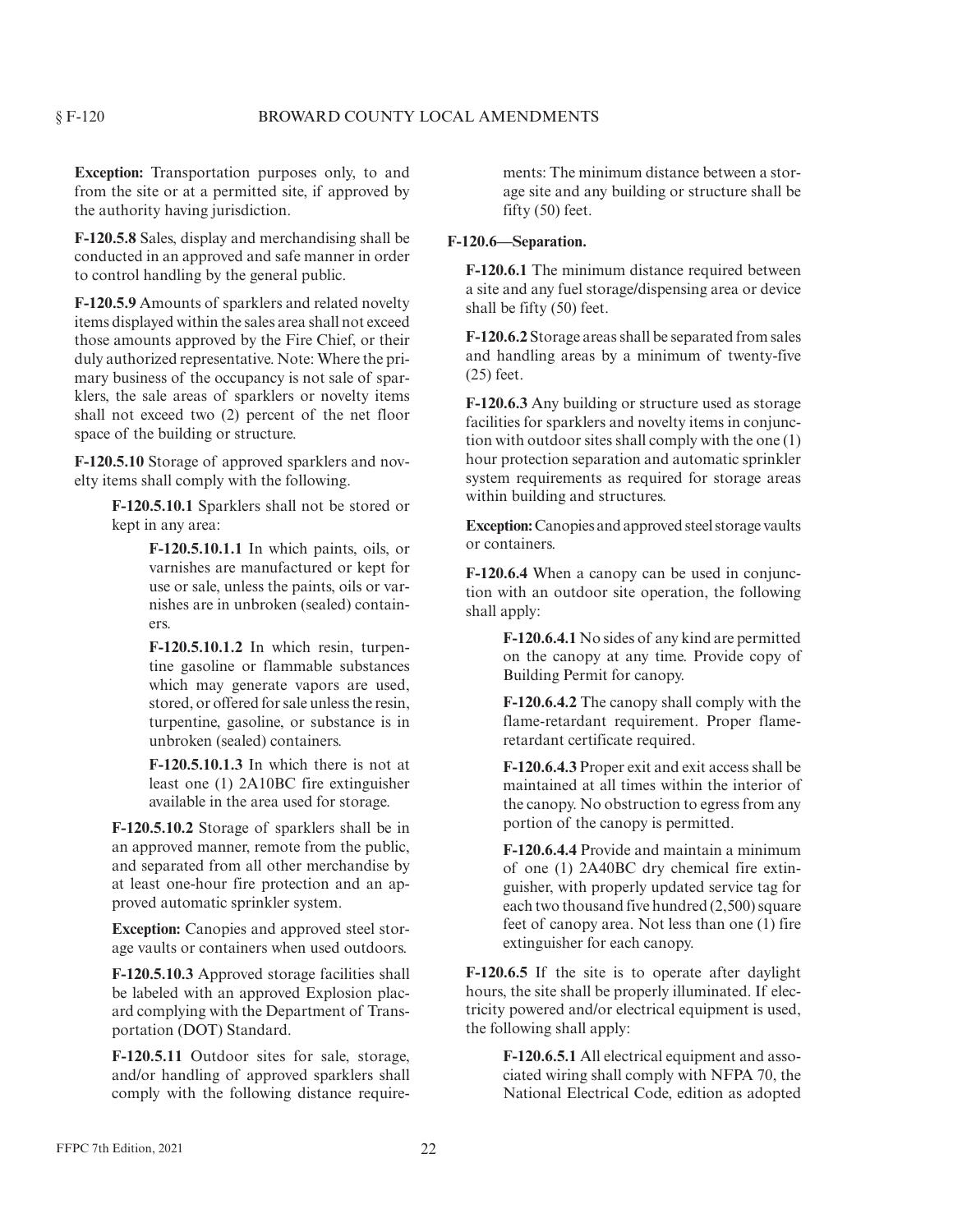**Exception:** Transportation purposes only, to and from the site or at a permitted site, if approved by the authority having jurisdiction.

**F-120.5.8** Sales, display and merchandising shall be conducted in an approved and safe manner in order to control handling by the general public.

**F-120.5.9** Amounts of sparklers and related novelty items displayed within the sales area shall not exceed those amounts approved by the Fire Chief, or their duly authorized representative. Note: Where the primary business of the occupancy is not sale of sparklers, the sale areas of sparklers or novelty items shall not exceed two (2) percent of the net floor space of the building or structure.

**F-120.5.10** Storage of approved sparklers and novelty items shall comply with the following.

> **F-120.5.10.1** Sparklers shall not be stored or kept in any area:
>
> > **F-120.5.10.1.1** In which paints, oils, or varnishes are manufactured or kept for use or sale, unless the paints, oils or varnishes are in unbroken (sealed) containers.
> >
> > **F-120.5.10.1.2** In which resin, turpentine gasoline or flammable substances which may generate vapors are used, stored, or offered for sale unless the resin, turpentine, gasoline, or substance is in unbroken (sealed) containers.
> >
> > **F-120.5.10.1.3** In which there is not at least one (1) 2A10BC fire extinguisher available in the area used for storage.
>
> **F-120.5.10.2** Storage of sparklers shall be in an approved manner, remote from the public, and separated from all other merchandise by at least one-hour fire protection and an approved automatic sprinkler system.
>
> **Exception:** Canopies and approved steel storage vaults or containers when used outdoors.
>
> **F-120.5.10.3** Approved storage facilities shall be labeled with an approved Explosion placard complying with the Department of Transportation (DOT) Standard.
>
> **F-120.5.11** Outdoor sites for sale, storage, and/or handling of approved sparklers shall comply with the following distance requirements: The minimum distance between a storage site and any building or structure shall be fifty (50) feet.

**F-120.6—Separation.**

**F-120.6.1** The minimum distance required between a site and any fuel storage/dispensing area or device shall be fifty (50) feet.

**F-120.6.2** Storage areas shall be separated from sales and handling areas by a minimum of twenty-five (25) feet.

**F-120.6.3** Any building or structure used as storage facilities for sparklers and novelty items in conjunction with outdoor sites shall comply with the one (1) hour protection separation and automatic sprinkler system requirements as required for storage areas within building and structures.

**Exception:** Canopies and approved steel storage vaults or containers.

**F-120.6.4** When a canopy can be used in conjunction with an outdoor site operation, the following shall apply:

> **F-120.6.4.1** No sides of any kind are permitted on the canopy at any time. Provide copy of Building Permit for canopy.
>
> **F-120.6.4.2** The canopy shall comply with the flame-retardant requirement. Proper flame-retardant certificate required.
>
> **F-120.6.4.3** Proper exit and exit access shall be maintained at all times within the interior of the canopy. No obstruction to egress from any portion of the canopy is permitted.
>
> **F-120.6.4.4** Provide and maintain a minimum of one (1) 2A40BC dry chemical fire extinguisher, with properly updated service tag for each two thousand five hundred (2,500) square feet of canopy area. Not less than one (1) fire extinguisher for each canopy.

**F-120.6.5** If the site is to operate after daylight hours, the site shall be properly illuminated. If electricity powered and/or electrical equipment is used, the following shall apply:

> **F-120.6.5.1** All electrical equipment and associated wiring shall comply with NFPA 70, the National Electrical Code, edition as adopted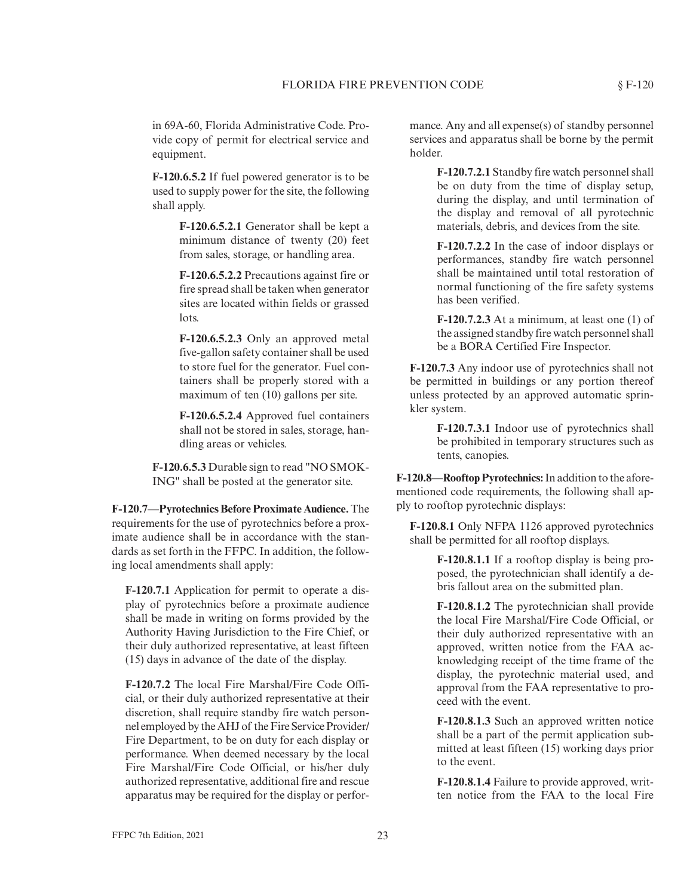in 69A-60, Florida Administrative Code. Provide copy of permit for electrical service and equipment.

**F-120.6.5.2** If fuel powered generator is to be used to supply power for the site, the following shall apply.

**F-120.6.5.2.1** Generator shall be kept a minimum distance of twenty (20) feet from sales, storage, or handling area.

**F-120.6.5.2.2** Precautions against fire or fire spread shall be taken when generator sites are located within fields or grassed lots.

**F-120.6.5.2.3** Only an approved metal five-gallon safety container shall be used to store fuel for the generator. Fuel containers shall be properly stored with a maximum of ten (10) gallons per site.

**F-120.6.5.2.4** Approved fuel containers shall not be stored in sales, storage, handling areas or vehicles.

**F-120.6.5.3** Durable sign to read "NO SMOKING" shall be posted at the generator site.

**F-120.7—Pyrotechnics Before Proximate Audience.** The requirements for the use of pyrotechnics before a proximate audience shall be in accordance with the standards as set forth in the FFPC. In addition, the following local amendments shall apply:

**F-120.7.1** Application for permit to operate a display of pyrotechnics before a proximate audience shall be made in writing on forms provided by the Authority Having Jurisdiction to the Fire Chief, or their duly authorized representative, at least fifteen (15) days in advance of the date of the display.

**F-120.7.2** The local Fire Marshal/Fire Code Official, or their duly authorized representative at their discretion, shall require standby fire watch personnel employed by the AHJ of the Fire Service Provider/Fire Department, to be on duty for each display or performance. When deemed necessary by the local Fire Marshal/Fire Code Official, or his/her duly authorized representative, additional fire and rescue apparatus may be required for the display or performance. Any and all expense(s) of standby personnel services and apparatus shall be borne by the permit holder.

**F-120.7.2.1** Standby fire watch personnel shall be on duty from the time of display setup, during the display, and until termination of the display and removal of all pyrotechnic materials, debris, and devices from the site.

**F-120.7.2.2** In the case of indoor displays or performances, standby fire watch personnel shall be maintained until total restoration of normal functioning of the fire safety systems has been verified.

**F-120.7.2.3** At a minimum, at least one (1) of the assigned standby fire watch personnel shall be a BORA Certified Fire Inspector.

**F-120.7.3** Any indoor use of pyrotechnics shall not be permitted in buildings or any portion thereof unless protected by an approved automatic sprinkler system.

**F-120.7.3.1** Indoor use of pyrotechnics shall be prohibited in temporary structures such as tents, canopies.

**F-120.8—Rooftop Pyrotechnics:** In addition to the aforementioned code requirements, the following shall apply to rooftop pyrotechnic displays:

**F-120.8.1** Only NFPA 1126 approved pyrotechnics shall be permitted for all rooftop displays.

**F-120.8.1.1** If a rooftop display is being proposed, the pyrotechnician shall identify a debris fallout area on the submitted plan.

**F-120.8.1.2** The pyrotechnician shall provide the local Fire Marshal/Fire Code Official, or their duly authorized representative with an approved, written notice from the FAA acknowledging receipt of the time frame of the display, the pyrotechnic material used, and approval from the FAA representative to proceed with the event.

**F-120.8.1.3** Such an approved written notice shall be a part of the permit application submitted at least fifteen (15) working days prior to the event.

**F-120.8.1.4** Failure to provide approved, written notice from the FAA to the local Fire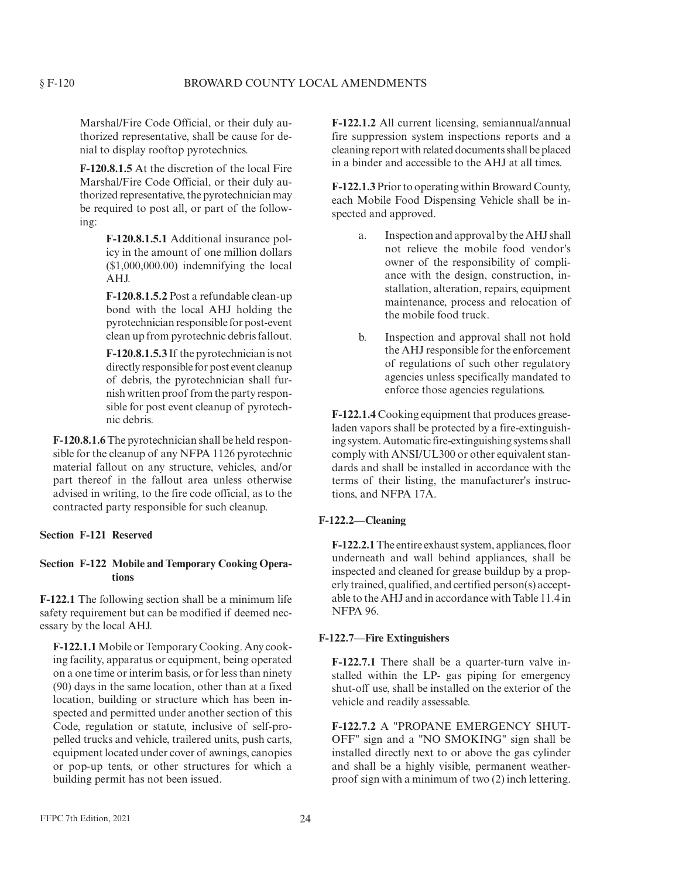Marshal/Fire Code Official, or their duly authorized representative, shall be cause for denial to display rooftop pyrotechnics.

**F-120.8.1.5** At the discretion of the local Fire Marshal/Fire Code Official, or their duly authorized representative, the pyrotechnician may be required to post all, or part of the following:

**F-120.8.1.5.1** Additional insurance policy in the amount of one million dollars ($1,000,000.00) indemnifying the local AHJ.

**F-120.8.1.5.2** Post a refundable clean-up bond with the local AHJ holding the pyrotechnician responsible for post-event clean up from pyrotechnic debris fallout.

**F-120.8.1.5.3** If the pyrotechnician is not directly responsible for post event cleanup of debris, the pyrotechnician shall furnish written proof from the party responsible for post event cleanup of pyrotechnic debris.

**F-120.8.1.6** The pyrotechnician shall be held responsible for the cleanup of any NFPA 1126 pyrotechnic material fallout on any structure, vehicles, and/or part thereof in the fallout area unless otherwise advised in writing, to the fire code official, as to the contracted party responsible for such cleanup.

**Section F-121 Reserved**

**Section F-122 Mobile and Temporary Cooking Operations**

**F-122.1** The following section shall be a minimum life safety requirement but can be modified if deemed necessary by the local AHJ.

**F-122.1.1** Mobile or Temporary Cooking. Any cooking facility, apparatus or equipment, being operated on a one time or interim basis, or for less than ninety (90) days in the same location, other than at a fixed location, building or structure which has been inspected and permitted under another section of this Code, regulation or statute, inclusive of self-propelled trucks and vehicle, trailered units, push carts, equipment located under cover of awnings, canopies or pop-up tents, or other structures for which a building permit has not been issued.

**F-122.1.2** All current licensing, semiannual/annual fire suppression system inspections reports and a cleaning report with related documents shall be placed in a binder and accessible to the AHJ at all times.

**F-122.1.3** Prior to operating within Broward County, each Mobile Food Dispensing Vehicle shall be inspected and approved.

a. Inspection and approval by the AHJ shall not relieve the mobile food vendor's owner of the responsibility of compliance with the design, construction, installation, alteration, repairs, equipment maintenance, process and relocation of the mobile food truck.

b. Inspection and approval shall not hold the AHJ responsible for the enforcement of regulations of such other regulatory agencies unless specifically mandated to enforce those agencies regulations.

**F-122.1.4** Cooking equipment that produces grease-laden vapors shall be protected by a fire-extinguishing system. Automatic fire-extinguishing systems shall comply with ANSI/UL300 or other equivalent standards and shall be installed in accordance with the terms of their listing, the manufacturer's instructions, and NFPA 17A.

**F-122.2—Cleaning**

**F-122.2.1** The entire exhaust system, appliances, floor underneath and wall behind appliances, shall be inspected and cleaned for grease buildup by a properly trained, qualified, and certified person(s) acceptable to the AHJ and in accordance with Table 11.4 in NFPA 96.

**F-122.7—Fire Extinguishers**

**F-122.7.1** There shall be a quarter-turn valve installed within the LP- gas piping for emergency shut-off use, shall be installed on the exterior of the vehicle and readily assessable.

**F-122.7.2** A "PROPANE EMERGENCY SHUT-OFF" sign and a "NO SMOKING" sign shall be installed directly next to or above the gas cylinder and shall be a highly visible, permanent weatherproof sign with a minimum of two (2) inch lettering.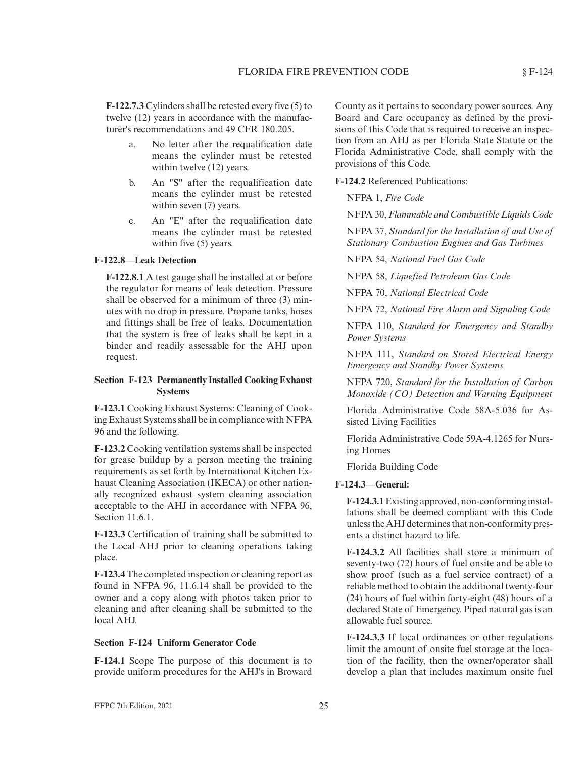**F-122.7.3** Cylinders shall be retested every five (5) to twelve (12) years in accordance with the manufacturer's recommendations and 49 CFR 180.205.

a. No letter after the requalification date means the cylinder must be retested within twelve (12) years.

b. An "S" after the requalification date means the cylinder must be retested within seven (7) years.

c. An "E" after the requalification date means the cylinder must be retested within five (5) years.

#### F-122.8—Leak Detection

**F-122.8.1** A test gauge shall be installed at or before the regulator for means of leak detection. Pressure shall be observed for a minimum of three (3) minutes with no drop in pressure. Propane tanks, hoses and fittings shall be free of leaks. Documentation that the system is free of leaks shall be kept in a binder and readily assessable for the AHJ upon request.

### Section F-123 Permanently Installed Cooking Exhaust Systems

**F-123.1** Cooking Exhaust Systems: Cleaning of Cooking Exhaust Systems shall be in compliance with NFPA 96 and the following.

**F-123.2** Cooking ventilation systems shall be inspected for grease buildup by a person meeting the training requirements as set forth by International Kitchen Exhaust Cleaning Association (IKECA) or other nationally recognized exhaust system cleaning association acceptable to the AHJ in accordance with NFPA 96, Section 11.6.1.

**F-123.3** Certification of training shall be submitted to the Local AHJ prior to cleaning operations taking place.

**F-123.4** The completed inspection or cleaning report as found in NFPA 96, 11.6.14 shall be provided to the owner and a copy along with photos taken prior to cleaning and after cleaning shall be submitted to the local AHJ.

### Section F-124 Uniform Generator Code

**F-124.1** Scope The purpose of this document is to provide uniform procedures for the AHJ's in Broward County as it pertains to secondary power sources. Any Board and Care occupancy as defined by the provisions of this Code that is required to receive an inspection from an AHJ as per Florida State Statute or the Florida Administrative Code, shall comply with the provisions of this Code.

**F-124.2** Referenced Publications:

NFPA 1, *Fire Code*

NFPA 30, *Flammable and Combustible Liquids Code*

NFPA 37, *Standard for the Installation of and Use of Stationary Combustion Engines and Gas Turbines*

NFPA 54, *National Fuel Gas Code*

NFPA 58, *Liquefied Petroleum Gas Code*

NFPA 70, *National Electrical Code*

NFPA 72, *National Fire Alarm and Signaling Code*

NFPA 110, *Standard for Emergency and Standby Power Systems*

NFPA 111, *Standard on Stored Electrical Energy Emergency and Standby Power Systems*

NFPA 720, *Standard for the Installation of Carbon Monoxide (CO) Detection and Warning Equipment*

Florida Administrative Code 58A-5.036 for Assisted Living Facilities

Florida Administrative Code 59A-4.1265 for Nursing Homes

Florida Building Code

#### F-124.3—General:

**F-124.3.1** Existing approved, non-conforming installations shall be deemed compliant with this Code unless the AHJ determines that non-conformity presents a distinct hazard to life.

**F-124.3.2** All facilities shall store a minimum of seventy-two (72) hours of fuel onsite and be able to show proof (such as a fuel service contract) of a reliable method to obtain the additional twenty-four (24) hours of fuel within forty-eight (48) hours of a declared State of Emergency. Piped natural gas is an allowable fuel source.

**F-124.3.3** If local ordinances or other regulations limit the amount of onsite fuel storage at the location of the facility, then the owner/operator shall develop a plan that includes maximum onsite fuel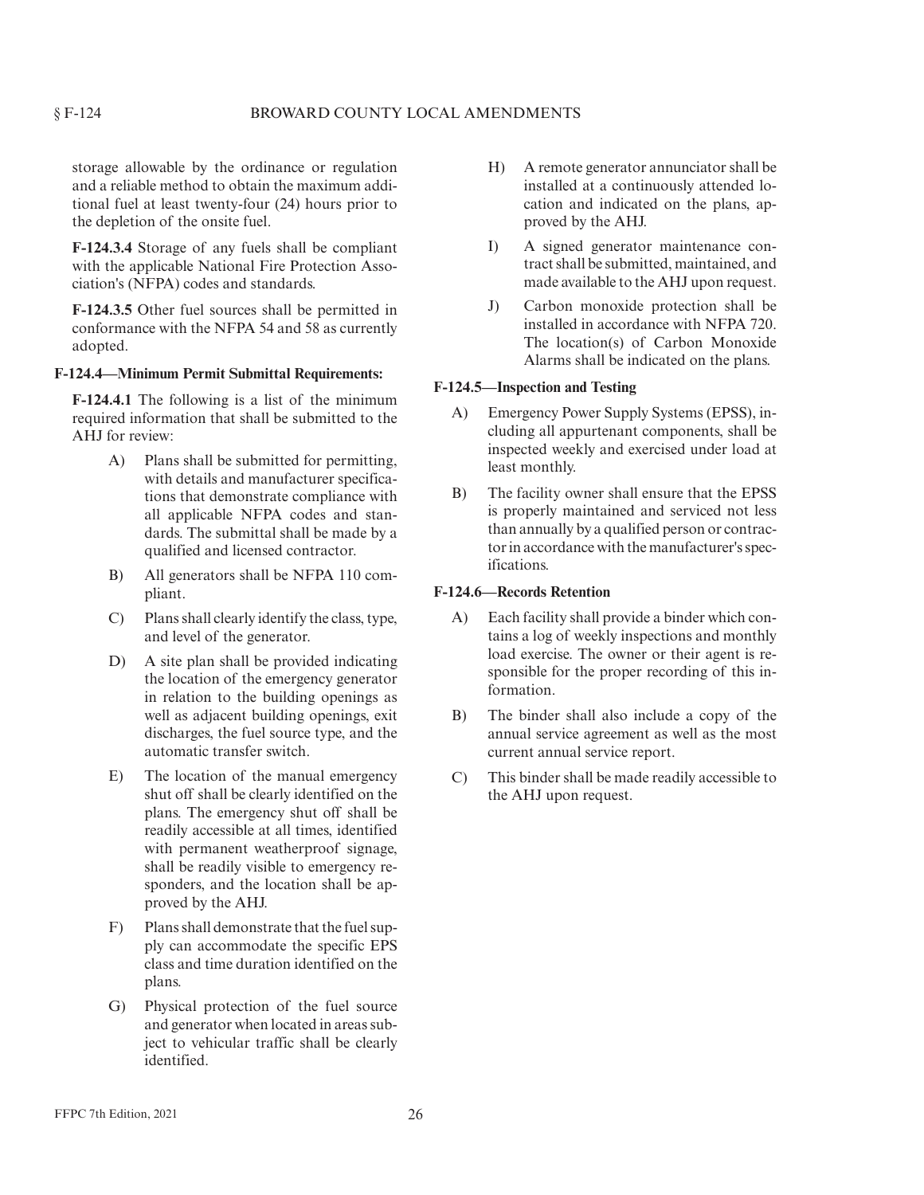storage allowable by the ordinance or regulation and a reliable method to obtain the maximum additional fuel at least twenty-four (24) hours prior to the depletion of the onsite fuel.

**F-124.3.4** Storage of any fuels shall be compliant with the applicable National Fire Protection Association's (NFPA) codes and standards.

**F-124.3.5** Other fuel sources shall be permitted in conformance with the NFPA 54 and 58 as currently adopted.

**F-124.4—Minimum Permit Submittal Requirements:**

**F-124.4.1** The following is a list of the minimum required information that shall be submitted to the AHJ for review:

A) Plans shall be submitted for permitting, with details and manufacturer specifications that demonstrate compliance with all applicable NFPA codes and standards. The submittal shall be made by a qualified and licensed contractor.

B) All generators shall be NFPA 110 compliant.

C) Plans shall clearly identify the class, type, and level of the generator.

D) A site plan shall be provided indicating the location of the emergency generator in relation to the building openings as well as adjacent building openings, exit discharges, the fuel source type, and the automatic transfer switch.

E) The location of the manual emergency shut off shall be clearly identified on the plans. The emergency shut off shall be readily accessible at all times, identified with permanent weatherproof signage, shall be readily visible to emergency responders, and the location shall be approved by the AHJ.

F) Plans shall demonstrate that the fuel supply can accommodate the specific EPS class and time duration identified on the plans.

G) Physical protection of the fuel source and generator when located in areas subject to vehicular traffic shall be clearly identified.

H) A remote generator annunciator shall be installed at a continuously attended location and indicated on the plans, approved by the AHJ.

I) A signed generator maintenance contract shall be submitted, maintained, and made available to the AHJ upon request.

J) Carbon monoxide protection shall be installed in accordance with NFPA 720. The location(s) of Carbon Monoxide Alarms shall be indicated on the plans.

**F-124.5—Inspection and Testing**

A) Emergency Power Supply Systems (EPSS), including all appurtenant components, shall be inspected weekly and exercised under load at least monthly.

B) The facility owner shall ensure that the EPSS is properly maintained and serviced not less than annually by a qualified person or contractor in accordance with the manufacturer's specifications.

**F-124.6—Records Retention**

A) Each facility shall provide a binder which contains a log of weekly inspections and monthly load exercise. The owner or their agent is responsible for the proper recording of this information.

B) The binder shall also include a copy of the annual service agreement as well as the most current annual service report.

C) This binder shall be made readily accessible to the AHJ upon request.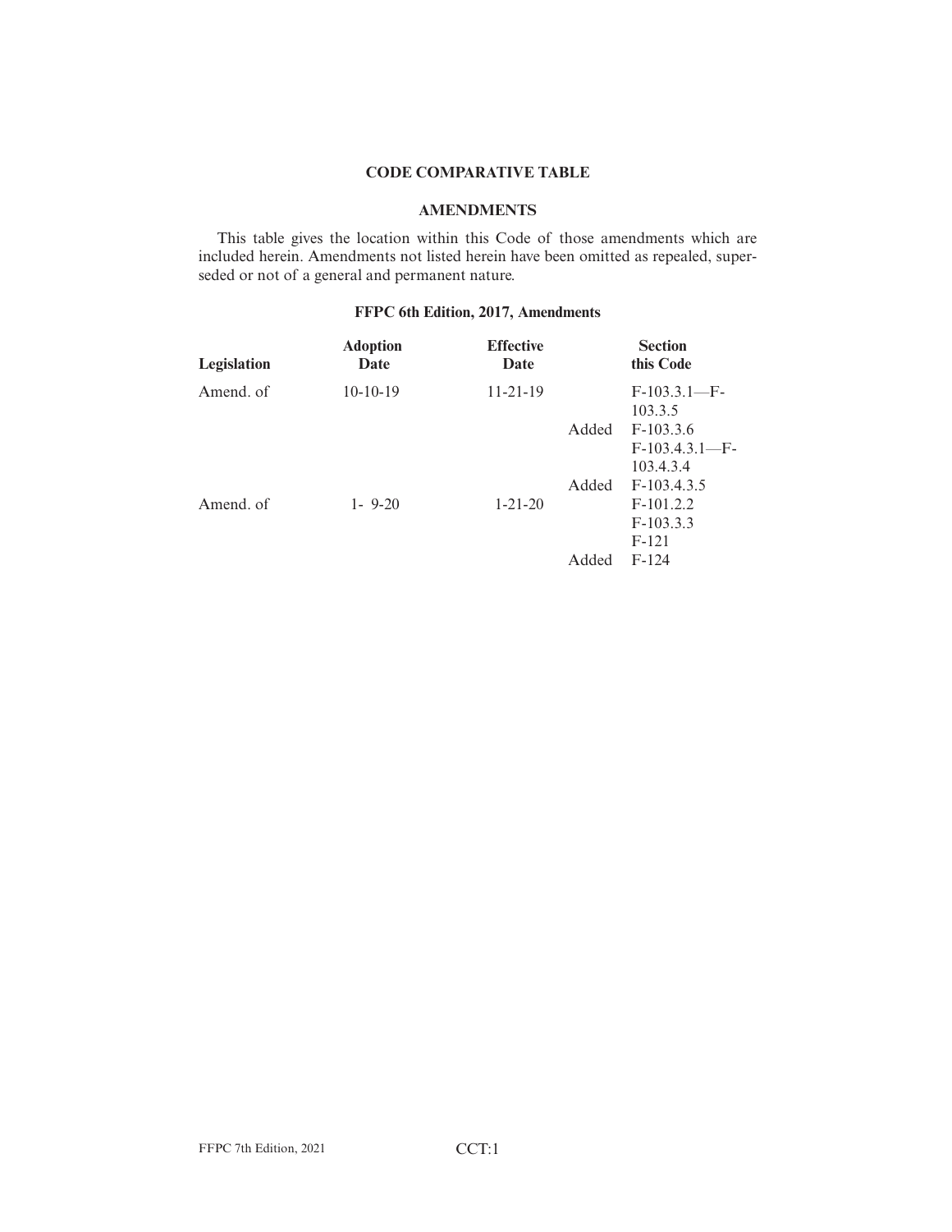## CODE COMPARATIVE TABLE

### AMENDMENTS

This table gives the location within this Code of those amendments which are included herein. Amendments not listed herein have been omitted as repealed, superseded or not of a general and permanent nature.

### FFPC 6th Edition, 2017, Amendments

| Legislation | Adoption Date | Effective Date | | Section this Code |
|---|---|---|---|---|
| Amend. of | 10-10-19 | 11-21-19 | | F-103.3.1—F-103.3.5 |
| | | | Added | F-103.3.6 |
| | | | | F-103.4.3.1—F-103.4.3.4 |
| | | | Added | F-103.4.3.5 |
| Amend. of | 1- 9-20 | 1-21-20 | | F-101.2.2 |
| | | | | F-103.3.3 |
| | | | | F-121 |
| | | | Added | F-124 |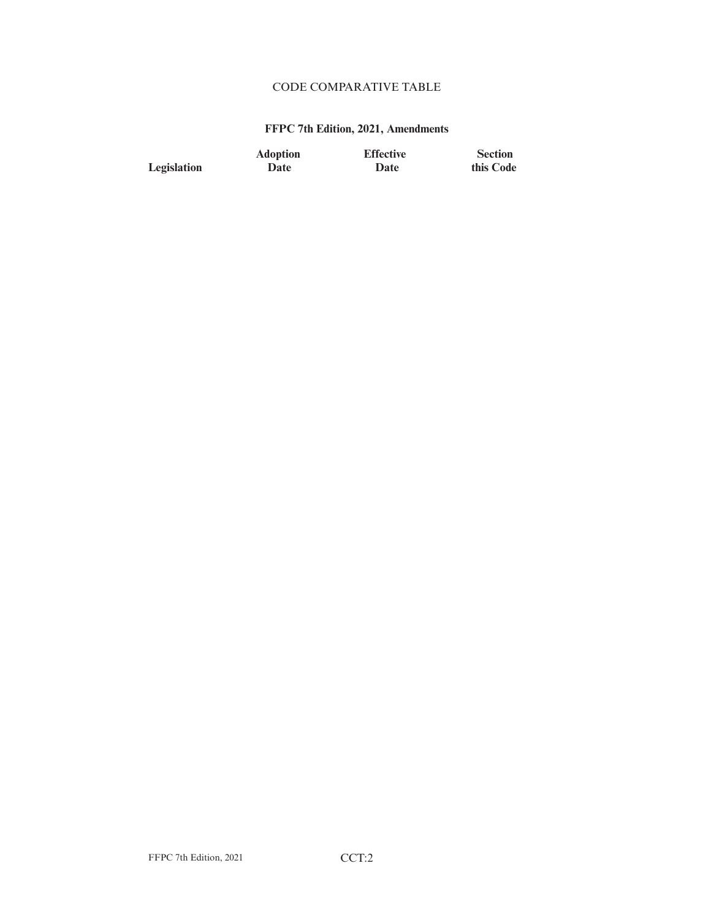CODE COMPARATIVE TABLE

**FFPC 7th Edition, 2021, Amendments**

| Legislation | Adoption Date | Effective Date | Section this Code |
|---|---|---|---|